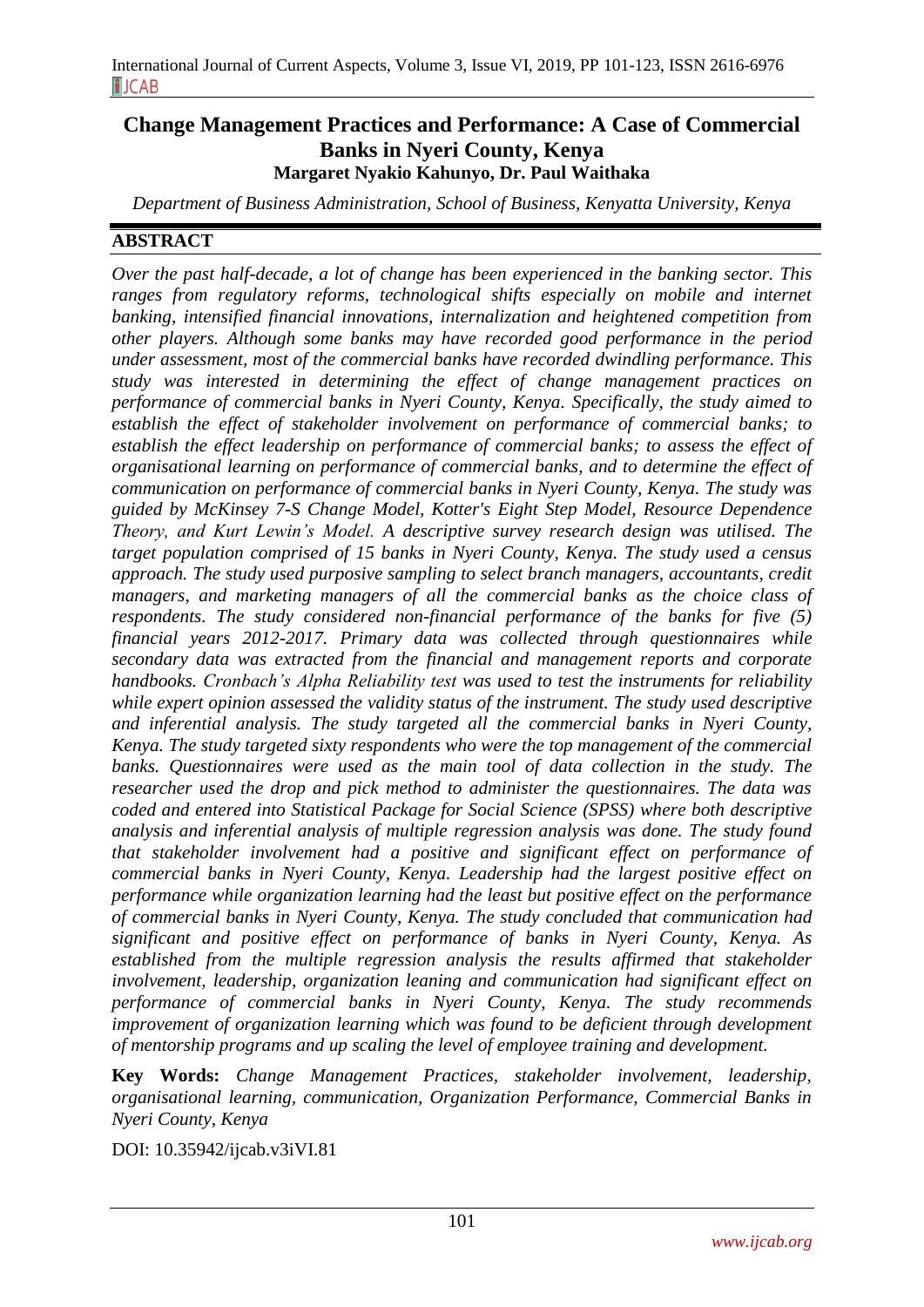# Change Management Practices and Performance: A Case of Commercial Banks in Nyeri County, Kenya

**Margaret Nyakio Kahunyo, Dr. Paul Waithaka**

*Department of Business Administration, School of Business, Kenyatta University, Kenya*

## ABSTRACT

*Over the past half-decade, a lot of change has been experienced in the banking sector. This ranges from regulatory reforms, technological shifts especially on mobile and internet banking, intensified financial innovations, internalization and heightened competition from other players. Although some banks may have recorded good performance in the period under assessment, most of the commercial banks have recorded dwindling performance. This study was interested in determining the effect of change management practices on performance of commercial banks in Nyeri County, Kenya. Specifically, the study aimed to establish the effect of stakeholder involvement on performance of commercial banks; to establish the effect leadership on performance of commercial banks; to assess the effect of organisational learning on performance of commercial banks, and to determine the effect of communication on performance of commercial banks in Nyeri County, Kenya. The study was guided by McKinsey 7-S Change Model, Kotter's Eight Step Model, Resource Dependence Theory, and Kurt Lewin's Model. A descriptive survey research design was utilised. The target population comprised of 15 banks in Nyeri County, Kenya. The study used a census approach. The study used purposive sampling to select branch managers, accountants, credit managers, and marketing managers of all the commercial banks as the choice class of respondents. The study considered non-financial performance of the banks for five (5) financial years 2012-2017. Primary data was collected through questionnaires while secondary data was extracted from the financial and management reports and corporate handbooks. Cronbach's Alpha Reliability test was used to test the instruments for reliability while expert opinion assessed the validity status of the instrument. The study used descriptive and inferential analysis. The study targeted all the commercial banks in Nyeri County, Kenya. The study targeted sixty respondents who were the top management of the commercial banks. Questionnaires were used as the main tool of data collection in the study. The researcher used the drop and pick method to administer the questionnaires. The data was coded and entered into Statistical Package for Social Science (SPSS) where both descriptive analysis and inferential analysis of multiple regression analysis was done. The study found that stakeholder involvement had a positive and significant effect on performance of commercial banks in Nyeri County, Kenya. Leadership had the largest positive effect on performance while organization learning had the least but positive effect on the performance of commercial banks in Nyeri County, Kenya. The study concluded that communication had significant and positive effect on performance of banks in Nyeri County, Kenya. As established from the multiple regression analysis the results affirmed that stakeholder involvement, leadership, organization leaning and communication had significant effect on performance of commercial banks in Nyeri County, Kenya. The study recommends improvement of organization learning which was found to be deficient through development of mentorship programs and up scaling the level of employee training and development.*

**Key Words:** *Change Management Practices, stakeholder involvement, leadership, organisational learning, communication, Organization Performance, Commercial Banks in Nyeri County, Kenya*

DOI: 10.35942/ijcab.v3iVI.81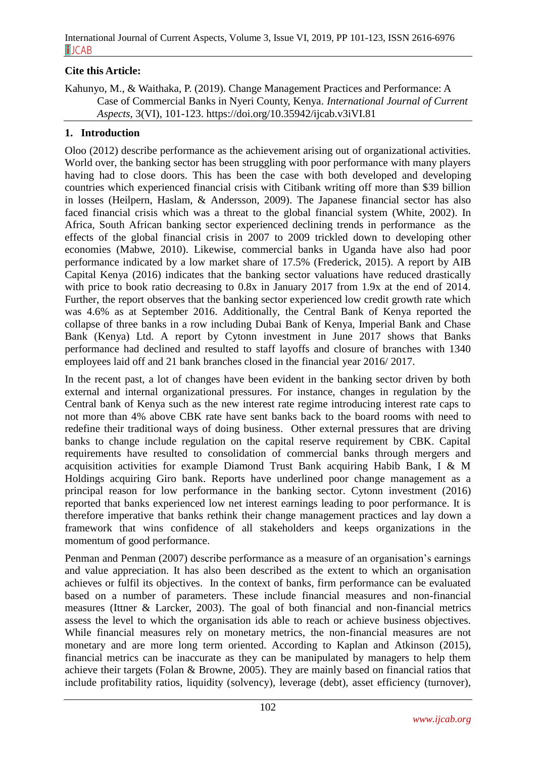**Cite this Article:**

Kahunyo, M., & Waithaka, P. (2019). Change Management Practices and Performance: A Case of Commercial Banks in Nyeri County, Kenya. *International Journal of Current Aspects*, 3(VI), 101-123. https://doi.org/10.35942/ijcab.v3iVI.81

## 1. Introduction

Oloo (2012) describe performance as the achievement arising out of organizational activities. World over, the banking sector has been struggling with poor performance with many players having had to close doors. This has been the case with both developed and developing countries which experienced financial crisis with Citibank writing off more than $39 billion in losses (Heilpern, Haslam, & Andersson, 2009). The Japanese financial sector has also faced financial crisis which was a threat to the global financial system (White, 2002). In Africa, South African banking sector experienced declining trends in performance as the effects of the global financial crisis in 2007 to 2009 trickled down to developing other economies (Mabwe, 2010). Likewise, commercial banks in Uganda have also had poor performance indicated by a low market share of 17.5% (Frederick, 2015). A report by AIB Capital Kenya (2016) indicates that the banking sector valuations have reduced drastically with price to book ratio decreasing to 0.8x in January 2017 from 1.9x at the end of 2014. Further, the report observes that the banking sector experienced low credit growth rate which was 4.6% as at September 2016. Additionally, the Central Bank of Kenya reported the collapse of three banks in a row including Dubai Bank of Kenya, Imperial Bank and Chase Bank (Kenya) Ltd. A report by Cytonn investment in June 2017 shows that Banks performance had declined and resulted to staff layoffs and closure of branches with 1340 employees laid off and 21 bank branches closed in the financial year 2016/ 2017.

In the recent past, a lot of changes have been evident in the banking sector driven by both external and internal organizational pressures. For instance, changes in regulation by the Central bank of Kenya such as the new interest rate regime introducing interest rate caps to not more than 4% above CBK rate have sent banks back to the board rooms with need to redefine their traditional ways of doing business. Other external pressures that are driving banks to change include regulation on the capital reserve requirement by CBK. Capital requirements have resulted to consolidation of commercial banks through mergers and acquisition activities for example Diamond Trust Bank acquiring Habib Bank, I & M Holdings acquiring Giro bank. Reports have underlined poor change management as a principal reason for low performance in the banking sector. Cytonn investment (2016) reported that banks experienced low net interest earnings leading to poor performance. It is therefore imperative that banks rethink their change management practices and lay down a framework that wins confidence of all stakeholders and keeps organizations in the momentum of good performance.

Penman and Penman (2007) describe performance as a measure of an organisation's earnings and value appreciation. It has also been described as the extent to which an organisation achieves or fulfil its objectives. In the context of banks, firm performance can be evaluated based on a number of parameters. These include financial measures and non-financial measures (Ittner & Larcker, 2003). The goal of both financial and non-financial metrics assess the level to which the organisation ids able to reach or achieve business objectives. While financial measures rely on monetary metrics, the non-financial measures are not monetary and are more long term oriented. According to Kaplan and Atkinson (2015), financial metrics can be inaccurate as they can be manipulated by managers to help them achieve their targets (Folan & Browne, 2005). They are mainly based on financial ratios that include profitability ratios, liquidity (solvency), leverage (debt), asset efficiency (turnover),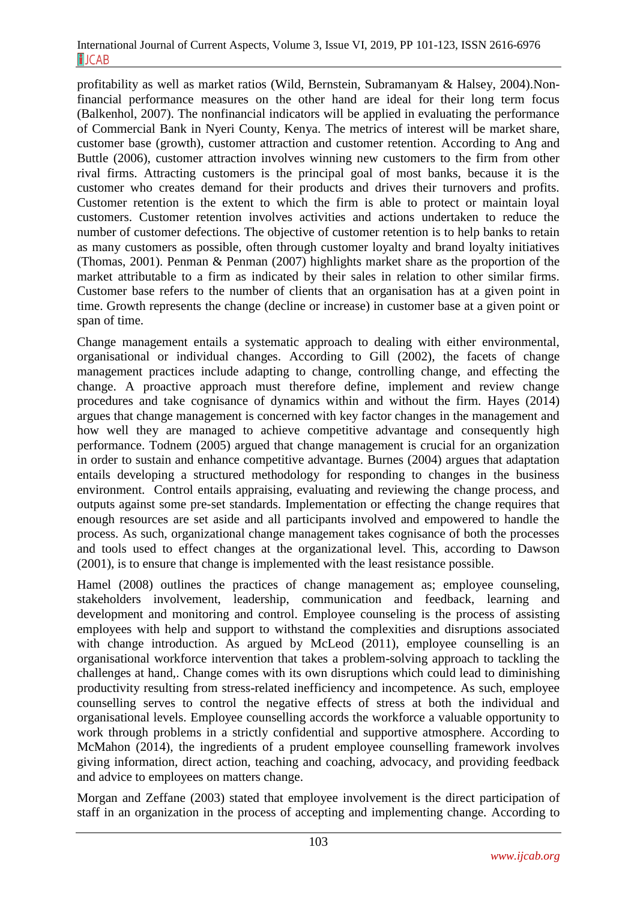profitability as well as market ratios (Wild, Bernstein, Subramanyam & Halsey, 2004).Non-financial performance measures on the other hand are ideal for their long term focus (Balkenhol, 2007). The nonfinancial indicators will be applied in evaluating the performance of Commercial Bank in Nyeri County, Kenya. The metrics of interest will be market share, customer base (growth), customer attraction and customer retention. According to Ang and Buttle (2006), customer attraction involves winning new customers to the firm from other rival firms. Attracting customers is the principal goal of most banks, because it is the customer who creates demand for their products and drives their turnovers and profits. Customer retention is the extent to which the firm is able to protect or maintain loyal customers. Customer retention involves activities and actions undertaken to reduce the number of customer defections. The objective of customer retention is to help banks to retain as many customers as possible, often through customer loyalty and brand loyalty initiatives (Thomas, 2001). Penman & Penman (2007) highlights market share as the proportion of the market attributable to a firm as indicated by their sales in relation to other similar firms. Customer base refers to the number of clients that an organisation has at a given point in time. Growth represents the change (decline or increase) in customer base at a given point or span of time.

Change management entails a systematic approach to dealing with either environmental, organisational or individual changes. According to Gill (2002), the facets of change management practices include adapting to change, controlling change, and effecting the change. A proactive approach must therefore define, implement and review change procedures and take cognisance of dynamics within and without the firm. Hayes (2014) argues that change management is concerned with key factor changes in the management and how well they are managed to achieve competitive advantage and consequently high performance. Todnem (2005) argued that change management is crucial for an organization in order to sustain and enhance competitive advantage. Burnes (2004) argues that adaptation entails developing a structured methodology for responding to changes in the business environment. Control entails appraising, evaluating and reviewing the change process, and outputs against some pre-set standards. Implementation or effecting the change requires that enough resources are set aside and all participants involved and empowered to handle the process. As such, organizational change management takes cognisance of both the processes and tools used to effect changes at the organizational level. This, according to Dawson (2001), is to ensure that change is implemented with the least resistance possible.

Hamel (2008) outlines the practices of change management as; employee counseling, stakeholders involvement, leadership, communication and feedback, learning and development and monitoring and control. Employee counseling is the process of assisting employees with help and support to withstand the complexities and disruptions associated with change introduction. As argued by McLeod (2011), employee counselling is an organisational workforce intervention that takes a problem-solving approach to tackling the challenges at hand,. Change comes with its own disruptions which could lead to diminishing productivity resulting from stress-related inefficiency and incompetence. As such, employee counselling serves to control the negative effects of stress at both the individual and organisational levels. Employee counselling accords the workforce a valuable opportunity to work through problems in a strictly confidential and supportive atmosphere. According to McMahon (2014), the ingredients of a prudent employee counselling framework involves giving information, direct action, teaching and coaching, advocacy, and providing feedback and advice to employees on matters change.

Morgan and Zeffane (2003) stated that employee involvement is the direct participation of staff in an organization in the process of accepting and implementing change. According to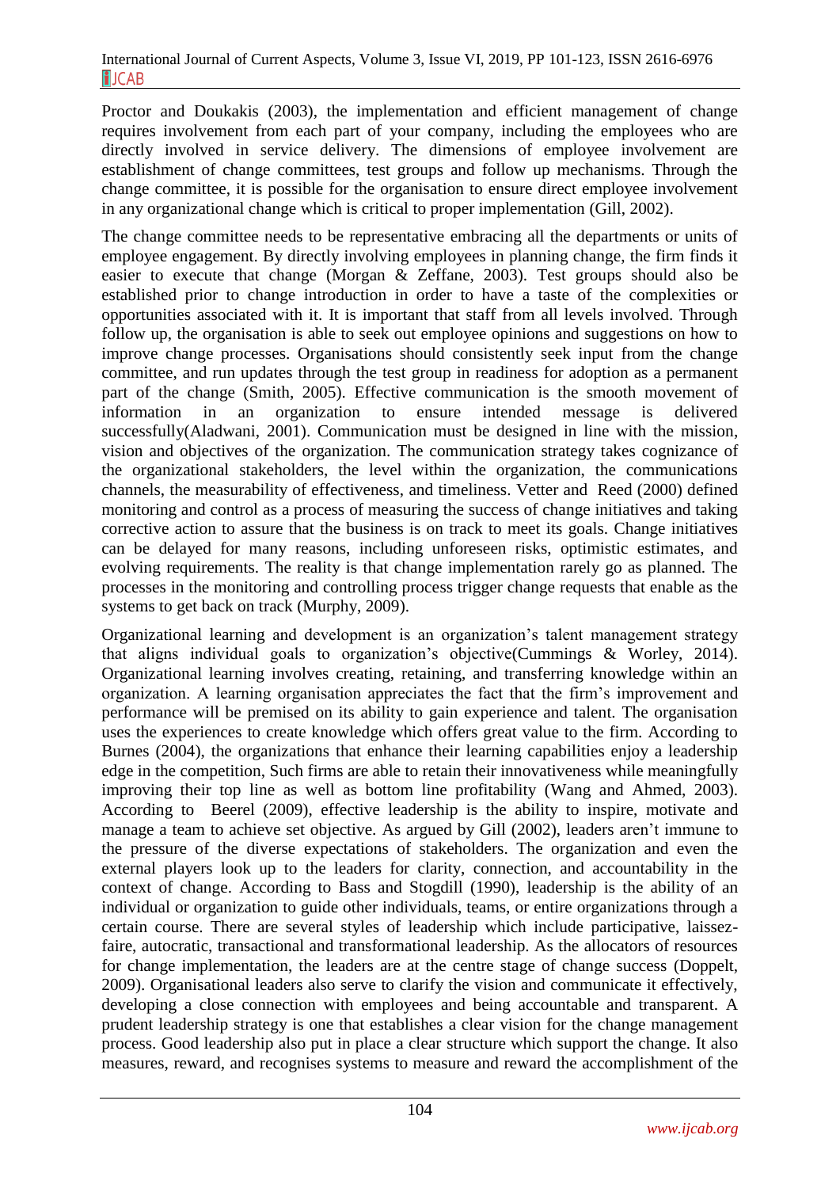Proctor and Doukakis (2003), the implementation and efficient management of change requires involvement from each part of your company, including the employees who are directly involved in service delivery. The dimensions of employee involvement are establishment of change committees, test groups and follow up mechanisms. Through the change committee, it is possible for the organisation to ensure direct employee involvement in any organizational change which is critical to proper implementation (Gill, 2002).

The change committee needs to be representative embracing all the departments or units of employee engagement. By directly involving employees in planning change, the firm finds it easier to execute that change (Morgan & Zeffane, 2003). Test groups should also be established prior to change introduction in order to have a taste of the complexities or opportunities associated with it. It is important that staff from all levels involved. Through follow up, the organisation is able to seek out employee opinions and suggestions on how to improve change processes. Organisations should consistently seek input from the change committee, and run updates through the test group in readiness for adoption as a permanent part of the change (Smith, 2005). Effective communication is the smooth movement of information in an organization to ensure intended message is delivered successfully(Aladwani, 2001). Communication must be designed in line with the mission, vision and objectives of the organization. The communication strategy takes cognizance of the organizational stakeholders, the level within the organization, the communications channels, the measurability of effectiveness, and timeliness. Vetter and Reed (2000) defined monitoring and control as a process of measuring the success of change initiatives and taking corrective action to assure that the business is on track to meet its goals. Change initiatives can be delayed for many reasons, including unforeseen risks, optimistic estimates, and evolving requirements. The reality is that change implementation rarely go as planned. The processes in the monitoring and controlling process trigger change requests that enable as the systems to get back on track (Murphy, 2009).

Organizational learning and development is an organization's talent management strategy that aligns individual goals to organization's objective(Cummings & Worley, 2014). Organizational learning involves creating, retaining, and transferring knowledge within an organization. A learning organisation appreciates the fact that the firm's improvement and performance will be premised on its ability to gain experience and talent. The organisation uses the experiences to create knowledge which offers great value to the firm. According to Burnes (2004), the organizations that enhance their learning capabilities enjoy a leadership edge in the competition, Such firms are able to retain their innovativeness while meaningfully improving their top line as well as bottom line profitability (Wang and Ahmed, 2003). According to Beerel (2009), effective leadership is the ability to inspire, motivate and manage a team to achieve set objective. As argued by Gill (2002), leaders aren't immune to the pressure of the diverse expectations of stakeholders. The organization and even the external players look up to the leaders for clarity, connection, and accountability in the context of change. According to Bass and Stogdill (1990), leadership is the ability of an individual or organization to guide other individuals, teams, or entire organizations through a certain course. There are several styles of leadership which include participative, laissez-faire, autocratic, transactional and transformational leadership. As the allocators of resources for change implementation, the leaders are at the centre stage of change success (Doppelt, 2009). Organisational leaders also serve to clarify the vision and communicate it effectively, developing a close connection with employees and being accountable and transparent. A prudent leadership strategy is one that establishes a clear vision for the change management process. Good leadership also put in place a clear structure which support the change. It also measures, reward, and recognises systems to measure and reward the accomplishment of the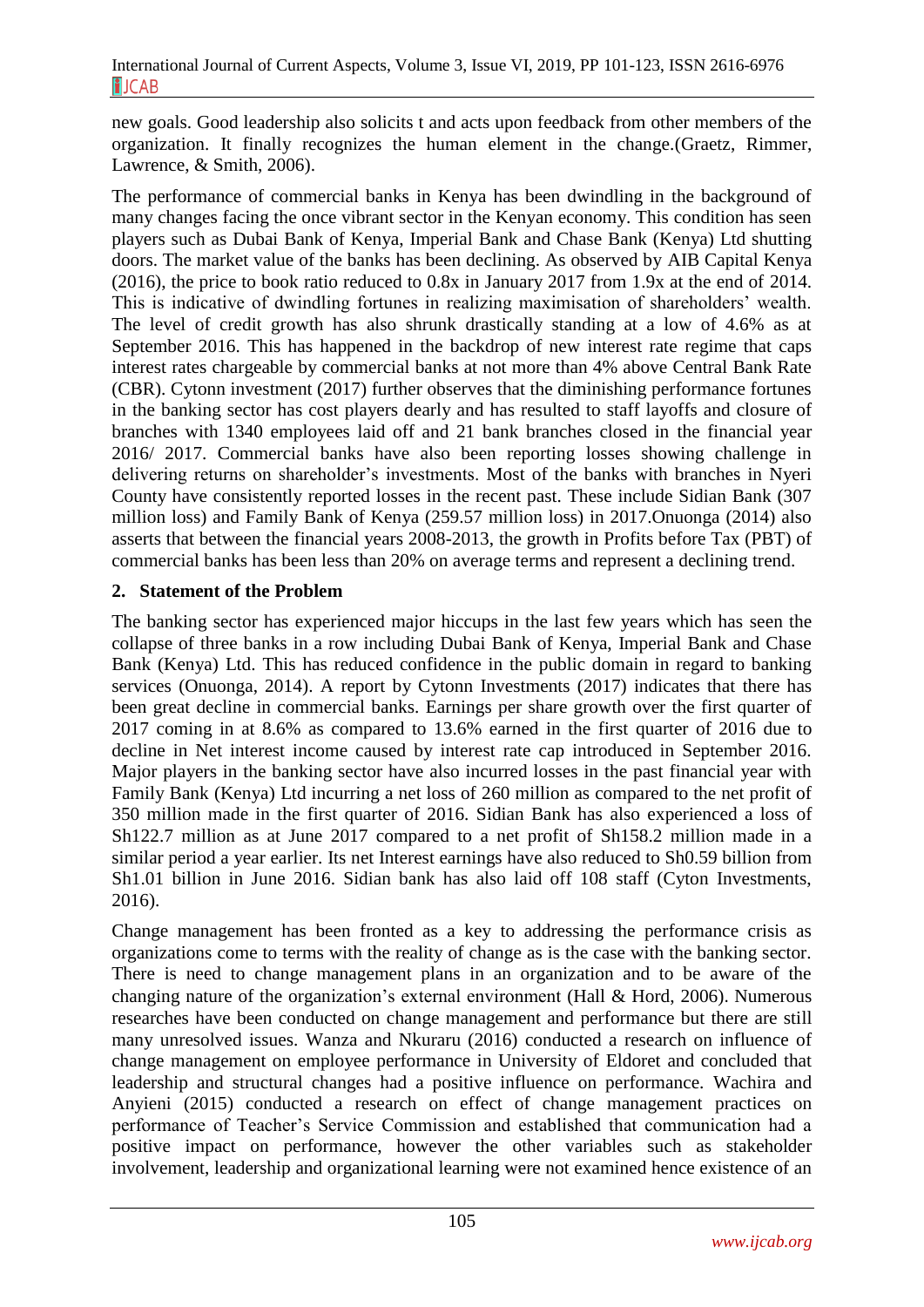new goals. Good leadership also solicits t and acts upon feedback from other members of the organization. It finally recognizes the human element in the change.(Graetz, Rimmer, Lawrence, & Smith, 2006).

The performance of commercial banks in Kenya has been dwindling in the background of many changes facing the once vibrant sector in the Kenyan economy. This condition has seen players such as Dubai Bank of Kenya, Imperial Bank and Chase Bank (Kenya) Ltd shutting doors. The market value of the banks has been declining. As observed by AIB Capital Kenya (2016), the price to book ratio reduced to 0.8x in January 2017 from 1.9x at the end of 2014. This is indicative of dwindling fortunes in realizing maximisation of shareholders' wealth. The level of credit growth has also shrunk drastically standing at a low of 4.6% as at September 2016. This has happened in the backdrop of new interest rate regime that caps interest rates chargeable by commercial banks at not more than 4% above Central Bank Rate (CBR). Cytonn investment (2017) further observes that the diminishing performance fortunes in the banking sector has cost players dearly and has resulted to staff layoffs and closure of branches with 1340 employees laid off and 21 bank branches closed in the financial year 2016/ 2017. Commercial banks have also been reporting losses showing challenge in delivering returns on shareholder's investments. Most of the banks with branches in Nyeri County have consistently reported losses in the recent past. These include Sidian Bank (307 million loss) and Family Bank of Kenya (259.57 million loss) in 2017.Onuonga (2014) also asserts that between the financial years 2008-2013, the growth in Profits before Tax (PBT) of commercial banks has been less than 20% on average terms and represent a declining trend.

## 2. Statement of the Problem

The banking sector has experienced major hiccups in the last few years which has seen the collapse of three banks in a row including Dubai Bank of Kenya, Imperial Bank and Chase Bank (Kenya) Ltd. This has reduced confidence in the public domain in regard to banking services (Onuonga, 2014). A report by Cytonn Investments (2017) indicates that there has been great decline in commercial banks. Earnings per share growth over the first quarter of 2017 coming in at 8.6% as compared to 13.6% earned in the first quarter of 2016 due to decline in Net interest income caused by interest rate cap introduced in September 2016. Major players in the banking sector have also incurred losses in the past financial year with Family Bank (Kenya) Ltd incurring a net loss of 260 million as compared to the net profit of 350 million made in the first quarter of 2016. Sidian Bank has also experienced a loss of Sh122.7 million as at June 2017 compared to a net profit of Sh158.2 million made in a similar period a year earlier. Its net Interest earnings have also reduced to Sh0.59 billion from Sh1.01 billion in June 2016. Sidian bank has also laid off 108 staff (Cyton Investments, 2016).

Change management has been fronted as a key to addressing the performance crisis as organizations come to terms with the reality of change as is the case with the banking sector. There is need to change management plans in an organization and to be aware of the changing nature of the organization's external environment (Hall & Hord, 2006). Numerous researches have been conducted on change management and performance but there are still many unresolved issues. Wanza and Nkuraru (2016) conducted a research on influence of change management on employee performance in University of Eldoret and concluded that leadership and structural changes had a positive influence on performance. Wachira and Anyieni (2015) conducted a research on effect of change management practices on performance of Teacher's Service Commission and established that communication had a positive impact on performance, however the other variables such as stakeholder involvement, leadership and organizational learning were not examined hence existence of an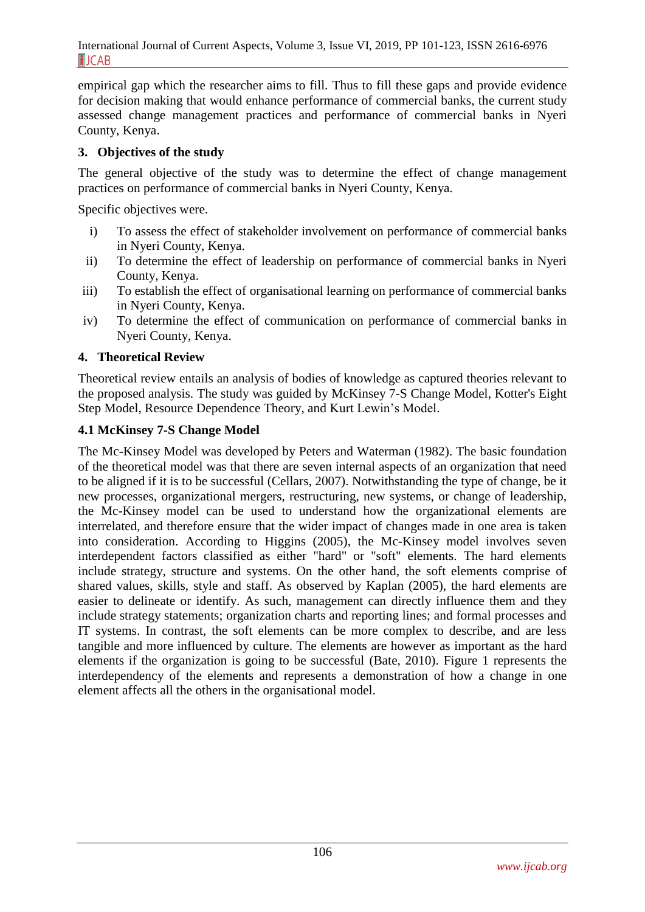empirical gap which the researcher aims to fill. Thus to fill these gaps and provide evidence for decision making that would enhance performance of commercial banks, the current study assessed change management practices and performance of commercial banks in Nyeri County, Kenya.

## 3. Objectives of the study

The general objective of the study was to determine the effect of change management practices on performance of commercial banks in Nyeri County, Kenya.

Specific objectives were.

i) To assess the effect of stakeholder involvement on performance of commercial banks in Nyeri County, Kenya.
ii) To determine the effect of leadership on performance of commercial banks in Nyeri County, Kenya.
iii) To establish the effect of organisational learning on performance of commercial banks in Nyeri County, Kenya.
iv) To determine the effect of communication on performance of commercial banks in Nyeri County, Kenya.

## 4. Theoretical Review

Theoretical review entails an analysis of bodies of knowledge as captured theories relevant to the proposed analysis. The study was guided by McKinsey 7-S Change Model, Kotter's Eight Step Model, Resource Dependence Theory, and Kurt Lewin's Model.

### 4.1 McKinsey 7-S Change Model

The Mc-Kinsey Model was developed by Peters and Waterman (1982). The basic foundation of the theoretical model was that there are seven internal aspects of an organization that need to be aligned if it is to be successful (Cellars, 2007). Notwithstanding the type of change, be it new processes, organizational mergers, restructuring, new systems, or change of leadership, the Mc-Kinsey model can be used to understand how the organizational elements are interrelated, and therefore ensure that the wider impact of changes made in one area is taken into consideration. According to Higgins (2005), the Mc-Kinsey model involves seven interdependent factors classified as either "hard" or "soft" elements. The hard elements include strategy, structure and systems. On the other hand, the soft elements comprise of shared values, skills, style and staff. As observed by Kaplan (2005), the hard elements are easier to delineate or identify. As such, management can directly influence them and they include strategy statements; organization charts and reporting lines; and formal processes and IT systems. In contrast, the soft elements can be more complex to describe, and are less tangible and more influenced by culture. The elements are however as important as the hard elements if the organization is going to be successful (Bate, 2010). Figure 1 represents the interdependency of the elements and represents a demonstration of how a change in one element affects all the others in the organisational model.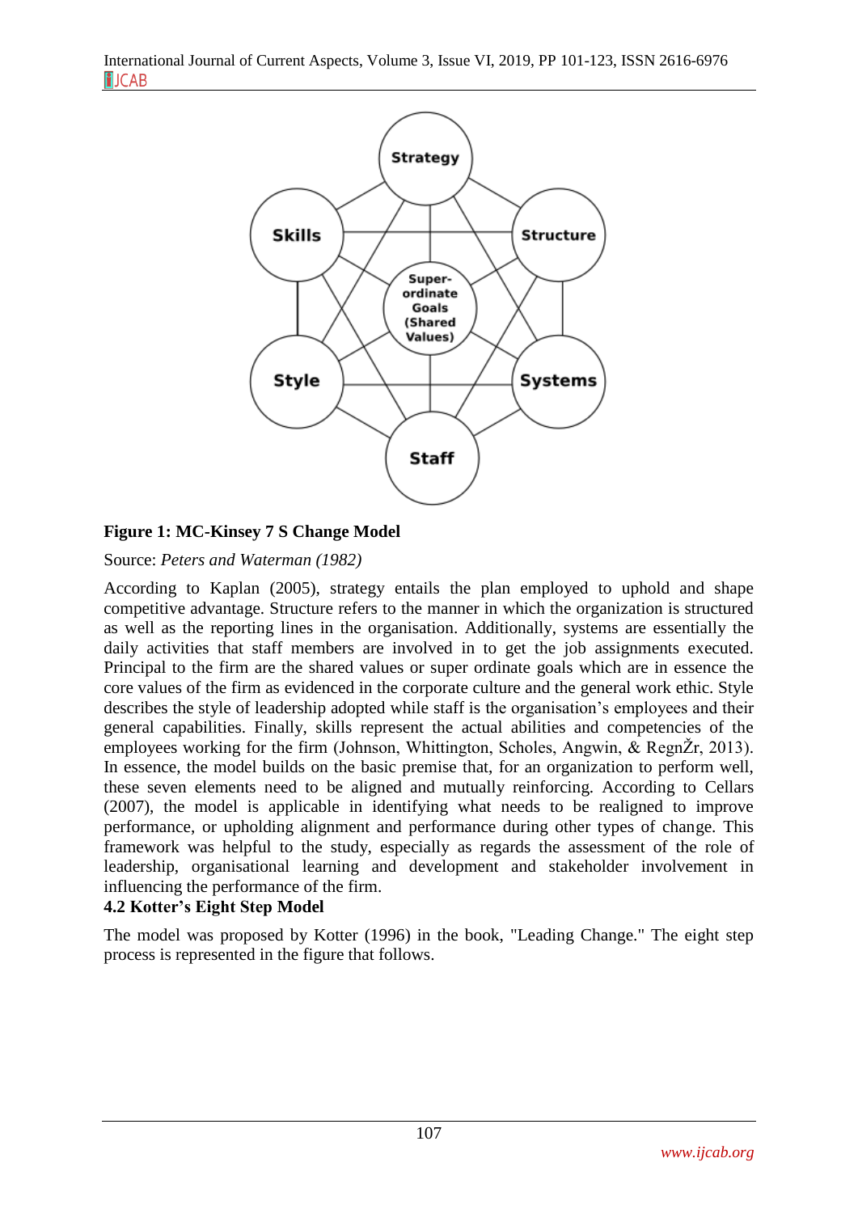**Figure 1: MC-Kinsey 7 S Change Model**

Source: *Peters and Waterman (1982)*

According to Kaplan (2005), strategy entails the plan employed to uphold and shape competitive advantage. Structure refers to the manner in which the organization is structured as well as the reporting lines in the organisation. Additionally, systems are essentially the daily activities that staff members are involved in to get the job assignments executed. Principal to the firm are the shared values or super ordinate goals which are in essence the core values of the firm as evidenced in the corporate culture and the general work ethic. Style describes the style of leadership adopted while staff is the organisation's employees and their general capabilities. Finally, skills represent the actual abilities and competencies of the employees working for the firm (Johnson, Whittington, Scholes, Angwin, & RegnŽr, 2013). In essence, the model builds on the basic premise that, for an organization to perform well, these seven elements need to be aligned and mutually reinforcing. According to Cellars (2007), the model is applicable in identifying what needs to be realigned to improve performance, or upholding alignment and performance during other types of change. This framework was helpful to the study, especially as regards the assessment of the role of leadership, organisational learning and development and stakeholder involvement in influencing the performance of the firm.

### 4.2 Kotter's Eight Step Model

The model was proposed by Kotter (1996) in the book, "Leading Change." The eight step process is represented in the figure that follows.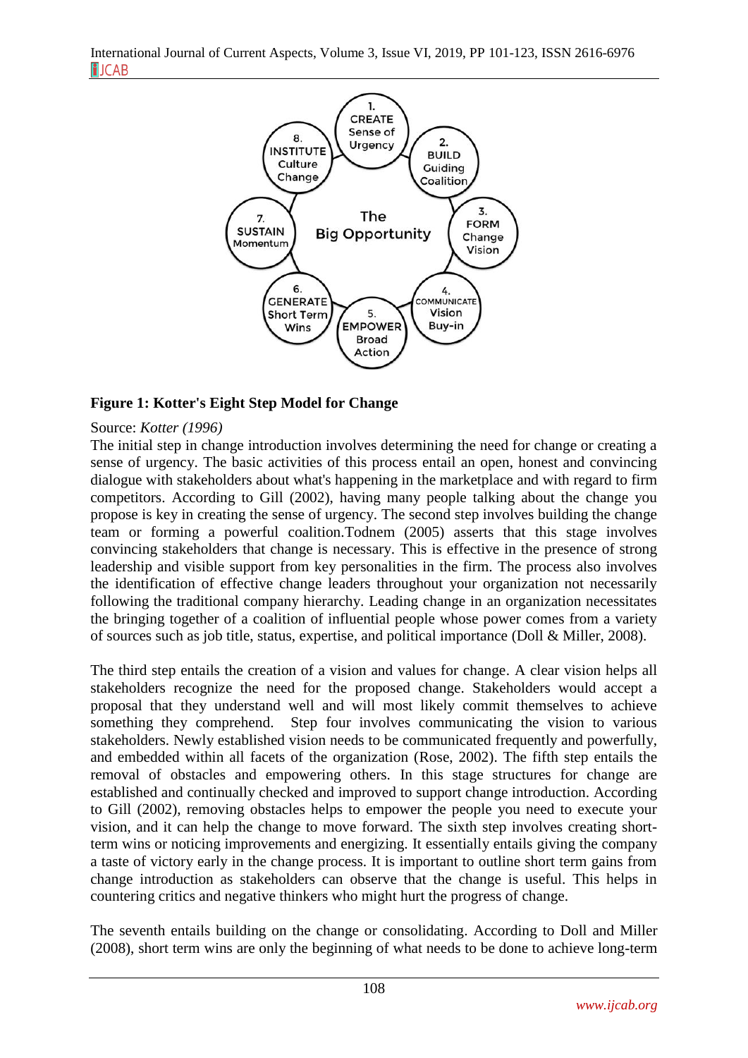**Figure 1: Kotter's Eight Step Model for Change**

Source: *Kotter (1996)*

The initial step in change introduction involves determining the need for change or creating a sense of urgency. The basic activities of this process entail an open, honest and convincing dialogue with stakeholders about what's happening in the marketplace and with regard to firm competitors. According to Gill (2002), having many people talking about the change you propose is key in creating the sense of urgency. The second step involves building the change team or forming a powerful coalition.Todnem (2005) asserts that this stage involves convincing stakeholders that change is necessary. This is effective in the presence of strong leadership and visible support from key personalities in the firm. The process also involves the identification of effective change leaders throughout your organization not necessarily following the traditional company hierarchy. Leading change in an organization necessitates the bringing together of a coalition of influential people whose power comes from a variety of sources such as job title, status, expertise, and political importance (Doll & Miller, 2008).

The third step entails the creation of a vision and values for change. A clear vision helps all stakeholders recognize the need for the proposed change. Stakeholders would accept a proposal that they understand well and will most likely commit themselves to achieve something they comprehend. Step four involves communicating the vision to various stakeholders. Newly established vision needs to be communicated frequently and powerfully, and embedded within all facets of the organization (Rose, 2002). The fifth step entails the removal of obstacles and empowering others. In this stage structures for change are established and continually checked and improved to support change introduction. According to Gill (2002), removing obstacles helps to empower the people you need to execute your vision, and it can help the change to move forward. The sixth step involves creating short-term wins or noticing improvements and energizing. It essentially entails giving the company a taste of victory early in the change process. It is important to outline short term gains from change introduction as stakeholders can observe that the change is useful. This helps in countering critics and negative thinkers who might hurt the progress of change.

The seventh entails building on the change or consolidating. According to Doll and Miller (2008), short term wins are only the beginning of what needs to be done to achieve long-term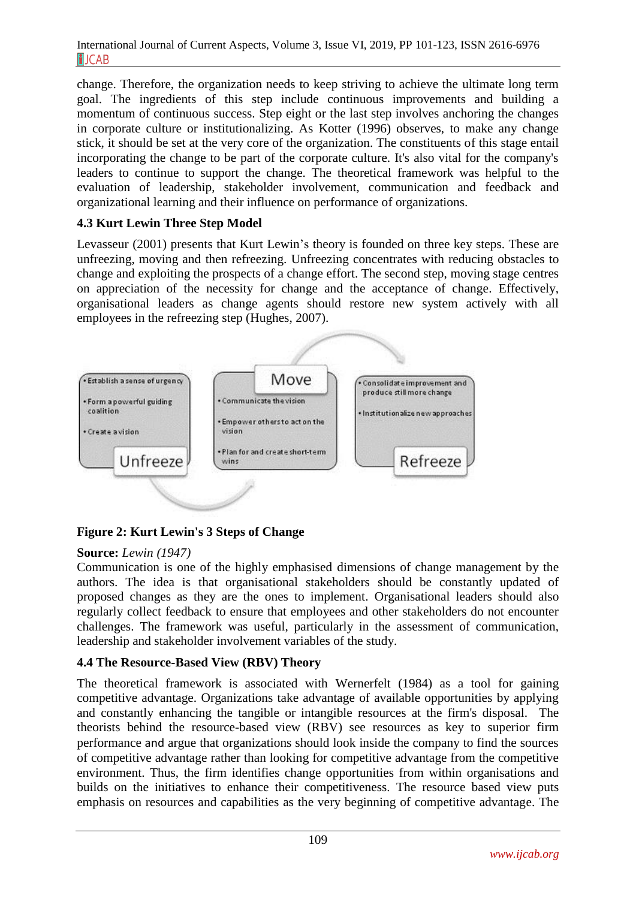change. Therefore, the organization needs to keep striving to achieve the ultimate long term goal. The ingredients of this step include continuous improvements and building a momentum of continuous success. Step eight or the last step involves anchoring the changes in corporate culture or institutionalizing. As Kotter (1996) observes, to make any change stick, it should be set at the very core of the organization. The constituents of this stage entail incorporating the change to be part of the corporate culture. It's also vital for the company's leaders to continue to support the change. The theoretical framework was helpful to the evaluation of leadership, stakeholder involvement, communication and feedback and organizational learning and their influence on performance of organizations.

### 4.3 Kurt Lewin Three Step Model

Levasseur (2001) presents that Kurt Lewin's theory is founded on three key steps. These are unfreezing, moving and then refreezing. Unfreezing concentrates with reducing obstacles to change and exploiting the prospects of a change effort. The second step, moving stage centres on appreciation of the necessity for change and the acceptance of change. Effectively, organisational leaders as change agents should restore new system actively with all employees in the refreezing step (Hughes, 2007).

- Establish a sense of urgency
- Form a powerful guiding coalition
- Create a vision

Unfreeze

Move

- Communicate the vision
- Empower others to act on the vision
- Plan for and create short-term wins

- Consolidate improvement and produce still more change
- Institutionalize new approaches

Refreeze

**Figure 2: Kurt Lewin's 3 Steps of Change**

**Source:** *Lewin (1947)*

Communication is one of the highly emphasised dimensions of change management by the authors. The idea is that organisational stakeholders should be constantly updated of proposed changes as they are the ones to implement. Organisational leaders should also regularly collect feedback to ensure that employees and other stakeholders do not encounter challenges. The framework was useful, particularly in the assessment of communication, leadership and stakeholder involvement variables of the study.

### 4.4 The Resource-Based View (RBV) Theory

The theoretical framework is associated with Wernerfelt (1984) as a tool for gaining competitive advantage. Organizations take advantage of available opportunities by applying and constantly enhancing the tangible or intangible resources at the firm's disposal. The theorists behind the resource-based view (RBV) see resources as key to superior firm performance and argue that organizations should look inside the company to find the sources of competitive advantage rather than looking for competitive advantage from the competitive environment. Thus, the firm identifies change opportunities from within organisations and builds on the initiatives to enhance their competitiveness. The resource based view puts emphasis on resources and capabilities as the very beginning of competitive advantage. The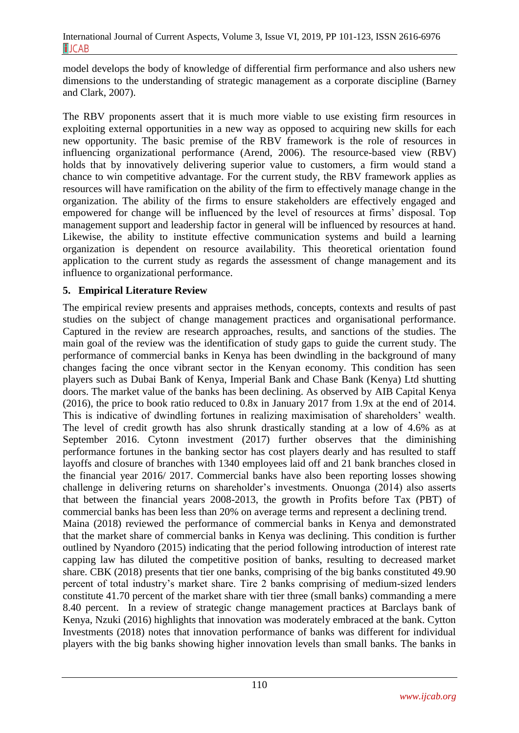model develops the body of knowledge of differential firm performance and also ushers new dimensions to the understanding of strategic management as a corporate discipline (Barney and Clark, 2007).

The RBV proponents assert that it is much more viable to use existing firm resources in exploiting external opportunities in a new way as opposed to acquiring new skills for each new opportunity. The basic premise of the RBV framework is the role of resources in influencing organizational performance (Arend, 2006). The resource-based view (RBV) holds that by innovatively delivering superior value to customers, a firm would stand a chance to win competitive advantage. For the current study, the RBV framework applies as resources will have ramification on the ability of the firm to effectively manage change in the organization. The ability of the firms to ensure stakeholders are effectively engaged and empowered for change will be influenced by the level of resources at firms' disposal. Top management support and leadership factor in general will be influenced by resources at hand. Likewise, the ability to institute effective communication systems and build a learning organization is dependent on resource availability. This theoretical orientation found application to the current study as regards the assessment of change management and its influence to organizational performance.

## 5. Empirical Literature Review

The empirical review presents and appraises methods, concepts, contexts and results of past studies on the subject of change management practices and organisational performance. Captured in the review are research approaches, results, and sanctions of the studies. The main goal of the review was the identification of study gaps to guide the current study. The performance of commercial banks in Kenya has been dwindling in the background of many changes facing the once vibrant sector in the Kenyan economy. This condition has seen players such as Dubai Bank of Kenya, Imperial Bank and Chase Bank (Kenya) Ltd shutting doors. The market value of the banks has been declining. As observed by AIB Capital Kenya (2016), the price to book ratio reduced to 0.8x in January 2017 from 1.9x at the end of 2014. This is indicative of dwindling fortunes in realizing maximisation of shareholders' wealth. The level of credit growth has also shrunk drastically standing at a low of 4.6% as at September 2016. Cytonn investment (2017) further observes that the diminishing performance fortunes in the banking sector has cost players dearly and has resulted to staff layoffs and closure of branches with 1340 employees laid off and 21 bank branches closed in the financial year 2016/ 2017. Commercial banks have also been reporting losses showing challenge in delivering returns on shareholder's investments. Onuonga (2014) also asserts that between the financial years 2008-2013, the growth in Profits before Tax (PBT) of commercial banks has been less than 20% on average terms and represent a declining trend.

Maina (2018) reviewed the performance of commercial banks in Kenya and demonstrated that the market share of commercial banks in Kenya was declining. This condition is further outlined by Nyandoro (2015) indicating that the period following introduction of interest rate capping law has diluted the competitive position of banks, resulting to decreased market share. CBK (2018) presents that tier one banks, comprising of the big banks constituted 49.90 percent of total industry's market share. Tire 2 banks comprising of medium-sized lenders constitute 41.70 percent of the market share with tier three (small banks) commanding a mere 8.40 percent. In a review of strategic change management practices at Barclays bank of Kenya, Nzuki (2016) highlights that innovation was moderately embraced at the bank. Cytton Investments (2018) notes that innovation performance of banks was different for individual players with the big banks showing higher innovation levels than small banks. The banks in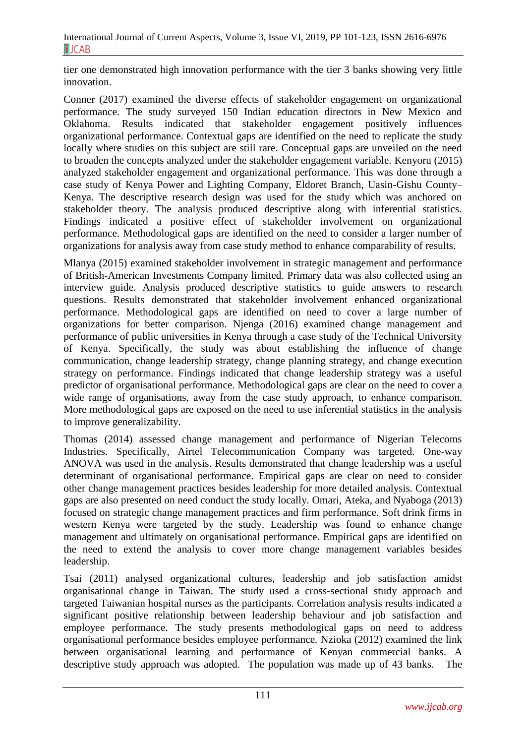tier one demonstrated high innovation performance with the tier 3 banks showing very little innovation.

Conner (2017) examined the diverse effects of stakeholder engagement on organizational performance. The study surveyed 150 Indian education directors in New Mexico and Oklahoma. Results indicated that stakeholder engagement positively influences organizational performance. Contextual gaps are identified on the need to replicate the study locally where studies on this subject are still rare. Conceptual gaps are unveiled on the need to broaden the concepts analyzed under the stakeholder engagement variable. Kenyoru (2015) analyzed stakeholder engagement and organizational performance. This was done through a case study of Kenya Power and Lighting Company, Eldoret Branch, Uasin-Gishu County–Kenya. The descriptive research design was used for the study which was anchored on stakeholder theory. The analysis produced descriptive along with inferential statistics. Findings indicated a positive effect of stakeholder involvement on organizational performance. Methodological gaps are identified on the need to consider a larger number of organizations for analysis away from case study method to enhance comparability of results.

Mlanya (2015) examined stakeholder involvement in strategic management and performance of British-American Investments Company limited. Primary data was also collected using an interview guide. Analysis produced descriptive statistics to guide answers to research questions. Results demonstrated that stakeholder involvement enhanced organizational performance. Methodological gaps are identified on need to cover a large number of organizations for better comparison. Njenga (2016) examined change management and performance of public universities in Kenya through a case study of the Technical University of Kenya. Specifically, the study was about establishing the influence of change communication, change leadership strategy, change planning strategy, and change execution strategy on performance. Findings indicated that change leadership strategy was a useful predictor of organisational performance. Methodological gaps are clear on the need to cover a wide range of organisations, away from the case study approach, to enhance comparison. More methodological gaps are exposed on the need to use inferential statistics in the analysis to improve generalizability.

Thomas (2014) assessed change management and performance of Nigerian Telecoms Industries. Specifically, Airtel Telecommunication Company was targeted. One-way ANOVA was used in the analysis. Results demonstrated that change leadership was a useful determinant of organisational performance. Empirical gaps are clear on need to consider other change management practices besides leadership for more detailed analysis. Contextual gaps are also presented on need conduct the study locally. Omari, Ateka, and Nyaboga (2013) focused on strategic change management practices and firm performance. Soft drink firms in western Kenya were targeted by the study. Leadership was found to enhance change management and ultimately on organisational performance. Empirical gaps are identified on the need to extend the analysis to cover more change management variables besides leadership.

Tsai (2011) analysed organizational cultures, leadership and job satisfaction amidst organisational change in Taiwan. The study used a cross-sectional study approach and targeted Taiwanian hospital nurses as the participants. Correlation analysis results indicated a significant positive relationship between leadership behaviour and job satisfaction and employee performance. The study presents methodological gaps on need to address organisational performance besides employee performance. Nzioka (2012) examined the link between organisational learning and performance of Kenyan commercial banks. A descriptive study approach was adopted. The population was made up of 43 banks. The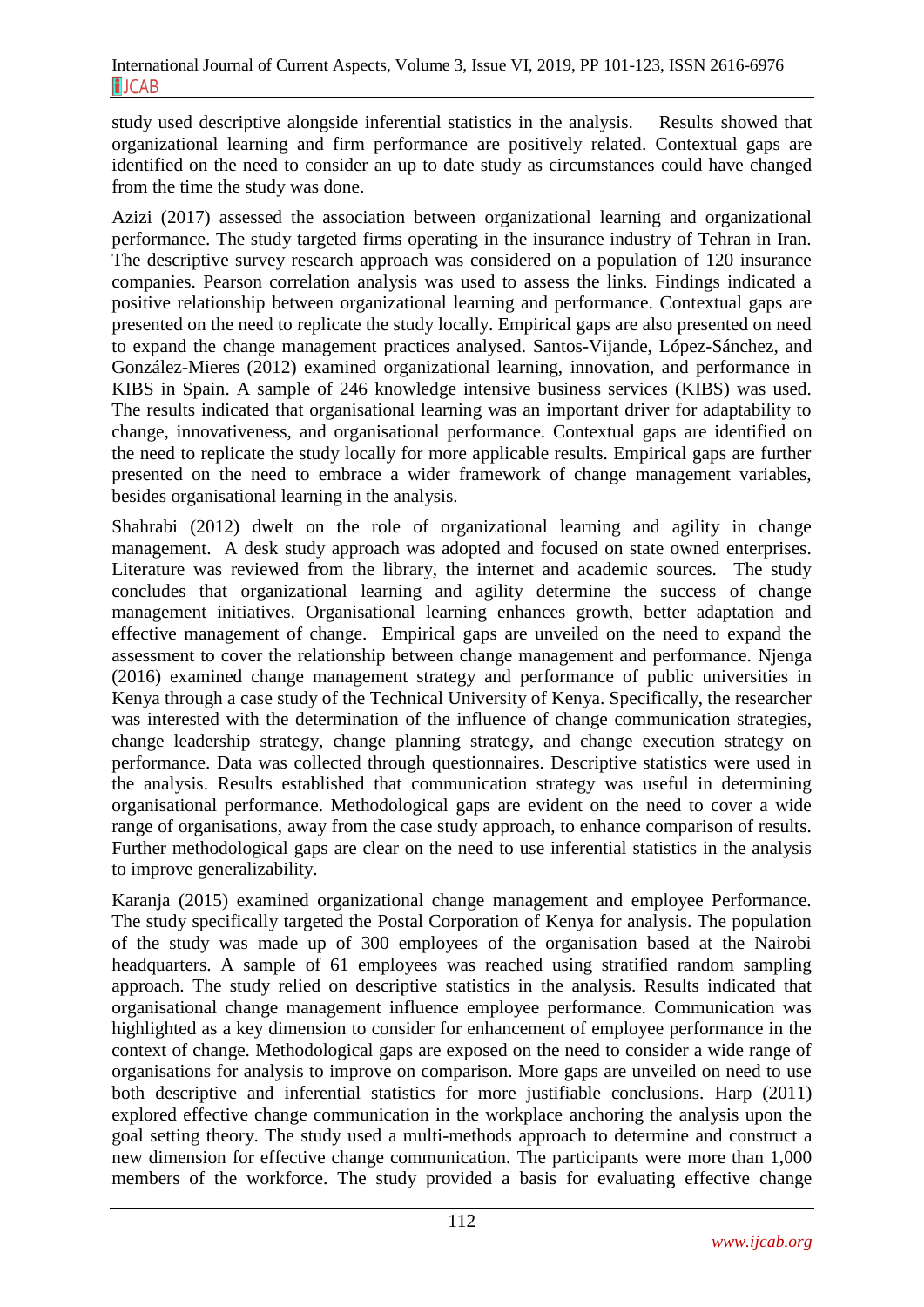study used descriptive alongside inferential statistics in the analysis.   Results showed that organizational learning and firm performance are positively related. Contextual gaps are identified on the need to consider an up to date study as circumstances could have changed from the time the study was done.

Azizi (2017) assessed the association between organizational learning and organizational performance. The study targeted firms operating in the insurance industry of Tehran in Iran. The descriptive survey research approach was considered on a population of 120 insurance companies. Pearson correlation analysis was used to assess the links. Findings indicated a positive relationship between organizational learning and performance. Contextual gaps are presented on the need to replicate the study locally. Empirical gaps are also presented on need to expand the change management practices analysed. Santos-Vijande, López-Sánchez, and González-Mieres (2012) examined organizational learning, innovation, and performance in KIBS in Spain. A sample of 246 knowledge intensive business services (KIBS) was used. The results indicated that organisational learning was an important driver for adaptability to change, innovativeness, and organisational performance. Contextual gaps are identified on the need to replicate the study locally for more applicable results. Empirical gaps are further presented on the need to embrace a wider framework of change management variables, besides organisational learning in the analysis.

Shahrabi (2012) dwelt on the role of organizational learning and agility in change management.  A desk study approach was adopted and focused on state owned enterprises. Literature was reviewed from the library, the internet and academic sources.  The study concludes that organizational learning and agility determine the success of change management initiatives. Organisational learning enhances growth, better adaptation and effective management of change.  Empirical gaps are unveiled on the need to expand the assessment to cover the relationship between change management and performance. Njenga (2016) examined change management strategy and performance of public universities in Kenya through a case study of the Technical University of Kenya. Specifically, the researcher was interested with the determination of the influence of change communication strategies, change leadership strategy, change planning strategy, and change execution strategy on performance. Data was collected through questionnaires. Descriptive statistics were used in the analysis. Results established that communication strategy was useful in determining organisational performance. Methodological gaps are evident on the need to cover a wide range of organisations, away from the case study approach, to enhance comparison of results. Further methodological gaps are clear on the need to use inferential statistics in the analysis to improve generalizability.

Karanja (2015) examined organizational change management and employee Performance. The study specifically targeted the Postal Corporation of Kenya for analysis. The population of the study was made up of 300 employees of the organisation based at the Nairobi headquarters. A sample of 61 employees was reached using stratified random sampling approach. The study relied on descriptive statistics in the analysis. Results indicated that organisational change management influence employee performance. Communication was highlighted as a key dimension to consider for enhancement of employee performance in the context of change. Methodological gaps are exposed on the need to consider a wide range of organisations for analysis to improve on comparison. More gaps are unveiled on need to use both descriptive and inferential statistics for more justifiable conclusions. Harp (2011) explored effective change communication in the workplace anchoring the analysis upon the goal setting theory. The study used a multi-methods approach to determine and construct a new dimension for effective change communication. The participants were more than 1,000 members of the workforce. The study provided a basis for evaluating effective change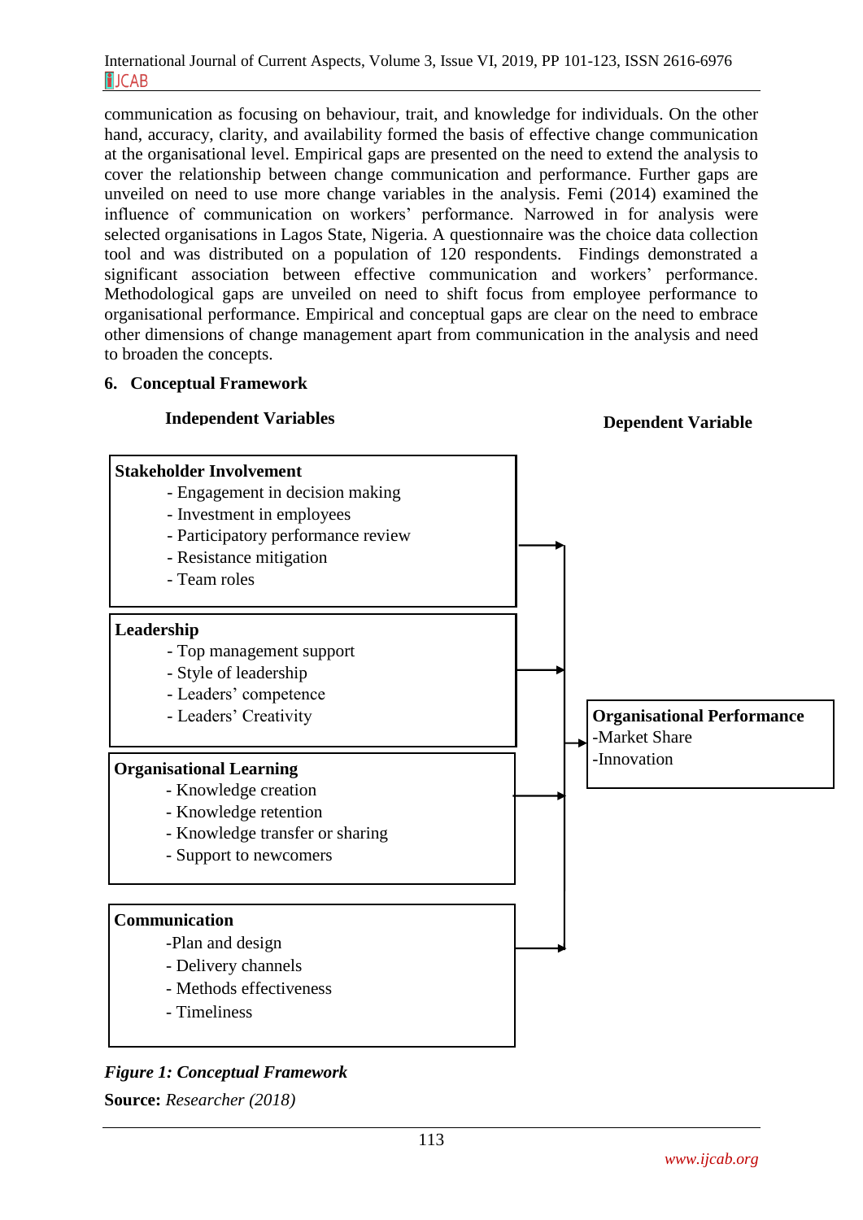communication as focusing on behaviour, trait, and knowledge for individuals. On the other hand, accuracy, clarity, and availability formed the basis of effective change communication at the organisational level. Empirical gaps are presented on the need to extend the analysis to cover the relationship between change communication and performance. Further gaps are unveiled on need to use more change variables in the analysis. Femi (2014) examined the influence of communication on workers' performance. Narrowed in for analysis were selected organisations in Lagos State, Nigeria. A questionnaire was the choice data collection tool and was distributed on a population of 120 respondents. Findings demonstrated a significant association between effective communication and workers' performance. Methodological gaps are unveiled on need to shift focus from employee performance to organisational performance. Empirical and conceptual gaps are clear on the need to embrace other dimensions of change management apart from communication in the analysis and need to broaden the concepts.

## 6. Conceptual Framework

**Independent Variables**

**Stakeholder Involvement**
- Engagement in decision making
- Investment in employees
- Participatory performance review
- Resistance mitigation
- Team roles

**Leadership**
- Top management support
- Style of leadership
- Leaders' competence
- Leaders' Creativity

**Organisational Learning**
- Knowledge creation
- Knowledge retention
- Knowledge transfer or sharing
- Support to newcomers

**Communication**
- Plan and design
- Delivery channels
- Methods effectiveness
- Timeliness

**Dependent Variable**

**Organisational Performance**
- Market Share
- Innovation

***Figure 1: Conceptual Framework***

**Source:** *Researcher (2018)*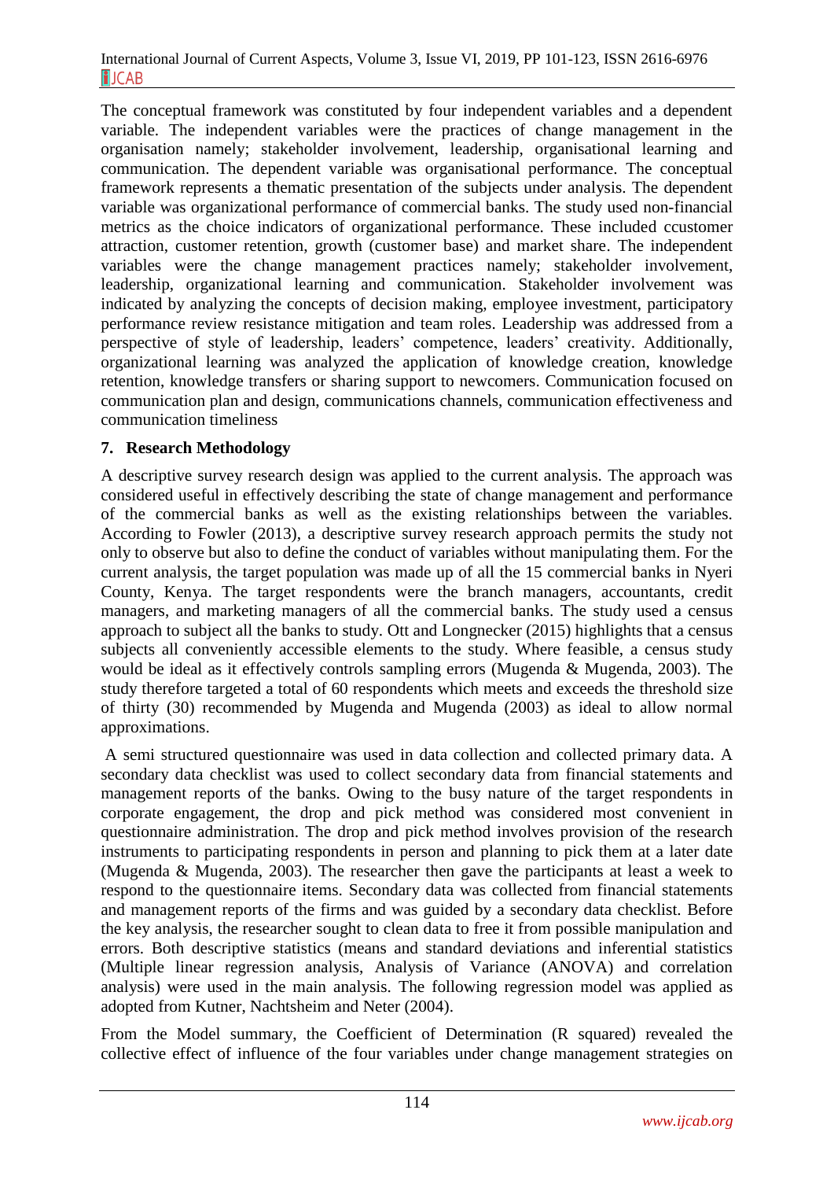The conceptual framework was constituted by four independent variables and a dependent variable. The independent variables were the practices of change management in the organisation namely; stakeholder involvement, leadership, organisational learning and communication. The dependent variable was organisational performance. The conceptual framework represents a thematic presentation of the subjects under analysis. The dependent variable was organizational performance of commercial banks. The study used non-financial metrics as the choice indicators of organizational performance. These included ccustomer attraction, customer retention, growth (customer base) and market share. The independent variables were the change management practices namely; stakeholder involvement, leadership, organizational learning and communication. Stakeholder involvement was indicated by analyzing the concepts of decision making, employee investment, participatory performance review resistance mitigation and team roles. Leadership was addressed from a perspective of style of leadership, leaders' competence, leaders' creativity. Additionally, organizational learning was analyzed the application of knowledge creation, knowledge retention, knowledge transfers or sharing support to newcomers. Communication focused on communication plan and design, communications channels, communication effectiveness and communication timeliness

## 7. Research Methodology

A descriptive survey research design was applied to the current analysis. The approach was considered useful in effectively describing the state of change management and performance of the commercial banks as well as the existing relationships between the variables. According to Fowler (2013), a descriptive survey research approach permits the study not only to observe but also to define the conduct of variables without manipulating them. For the current analysis, the target population was made up of all the 15 commercial banks in Nyeri County, Kenya. The target respondents were the branch managers, accountants, credit managers, and marketing managers of all the commercial banks. The study used a census approach to subject all the banks to study. Ott and Longnecker (2015) highlights that a census subjects all conveniently accessible elements to the study. Where feasible, a census study would be ideal as it effectively controls sampling errors (Mugenda & Mugenda, 2003). The study therefore targeted a total of 60 respondents which meets and exceeds the threshold size of thirty (30) recommended by Mugenda and Mugenda (2003) as ideal to allow normal approximations.

A semi structured questionnaire was used in data collection and collected primary data. A secondary data checklist was used to collect secondary data from financial statements and management reports of the banks. Owing to the busy nature of the target respondents in corporate engagement, the drop and pick method was considered most convenient in questionnaire administration. The drop and pick method involves provision of the research instruments to participating respondents in person and planning to pick them at a later date (Mugenda & Mugenda, 2003). The researcher then gave the participants at least a week to respond to the questionnaire items. Secondary data was collected from financial statements and management reports of the firms and was guided by a secondary data checklist. Before the key analysis, the researcher sought to clean data to free it from possible manipulation and errors. Both descriptive statistics (means and standard deviations and inferential statistics (Multiple linear regression analysis, Analysis of Variance (ANOVA) and correlation analysis) were used in the main analysis. The following regression model was applied as adopted from Kutner, Nachtsheim and Neter (2004).

From the Model summary, the Coefficient of Determination (R squared) revealed the collective effect of influence of the four variables under change management strategies on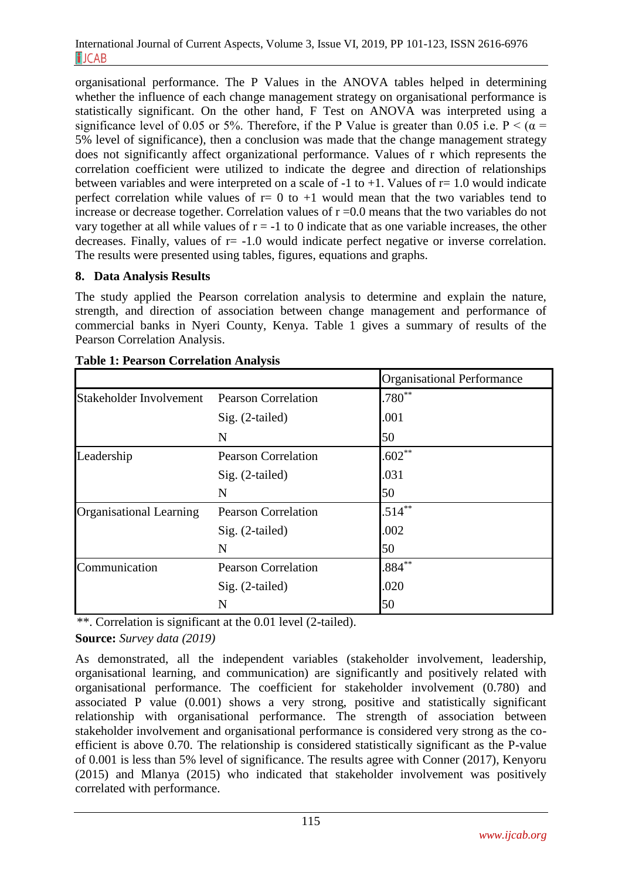organisational performance. The P Values in the ANOVA tables helped in determining whether the influence of each change management strategy on organisational performance is statistically significant. On the other hand, F Test on ANOVA was interpreted using a significance level of 0.05 or 5%. Therefore, if the P Value is greater than 0.05 i.e. P < (α = 5% level of significance), then a conclusion was made that the change management strategy does not significantly affect organizational performance. Values of r which represents the correlation coefficient were utilized to indicate the degree and direction of relationships between variables and were interpreted on a scale of -1 to +1. Values of r= 1.0 would indicate perfect correlation while values of r= 0 to +1 would mean that the two variables tend to increase or decrease together. Correlation values of r =0.0 means that the two variables do not vary together at all while values of r = -1 to 0 indicate that as one variable increases, the other decreases. Finally, values of r= -1.0 would indicate perfect negative or inverse correlation. The results were presented using tables, figures, equations and graphs.

## 8. Data Analysis Results

The study applied the Pearson correlation analysis to determine and explain the nature, strength, and direction of association between change management and performance of commercial banks in Nyeri County, Kenya. Table 1 gives a summary of results of the Pearson Correlation Analysis.

**Table 1: Pearson Correlation Analysis**

| | | Organisational Performance |
|---|---|---|
| Stakeholder Involvement | Pearson Correlation | .780** |
| | Sig. (2-tailed) | .001 |
| | N | 50 |
| Leadership | Pearson Correlation | .602** |
| | Sig. (2-tailed) | .031 |
| | N | 50 |
| Organisational Learning | Pearson Correlation | .514** |
| | Sig. (2-tailed) | .002 |
| | N | 50 |
| Communication | Pearson Correlation | .884** |
| | Sig. (2-tailed) | .020 |
| | N | 50 |

**. Correlation is significant at the 0.01 level (2-tailed).

**Source:** *Survey data (2019)*

As demonstrated, all the independent variables (stakeholder involvement, leadership, organisational learning, and communication) are significantly and positively related with organisational performance. The coefficient for stakeholder involvement (0.780) and associated P value (0.001) shows a very strong, positive and statistically significant relationship with organisational performance. The strength of association between stakeholder involvement and organisational performance is considered very strong as the co-efficient is above 0.70. The relationship is considered statistically significant as the P-value of 0.001 is less than 5% level of significance. The results agree with Conner (2017), Kenyoru (2015) and Mlanya (2015) who indicated that stakeholder involvement was positively correlated with performance.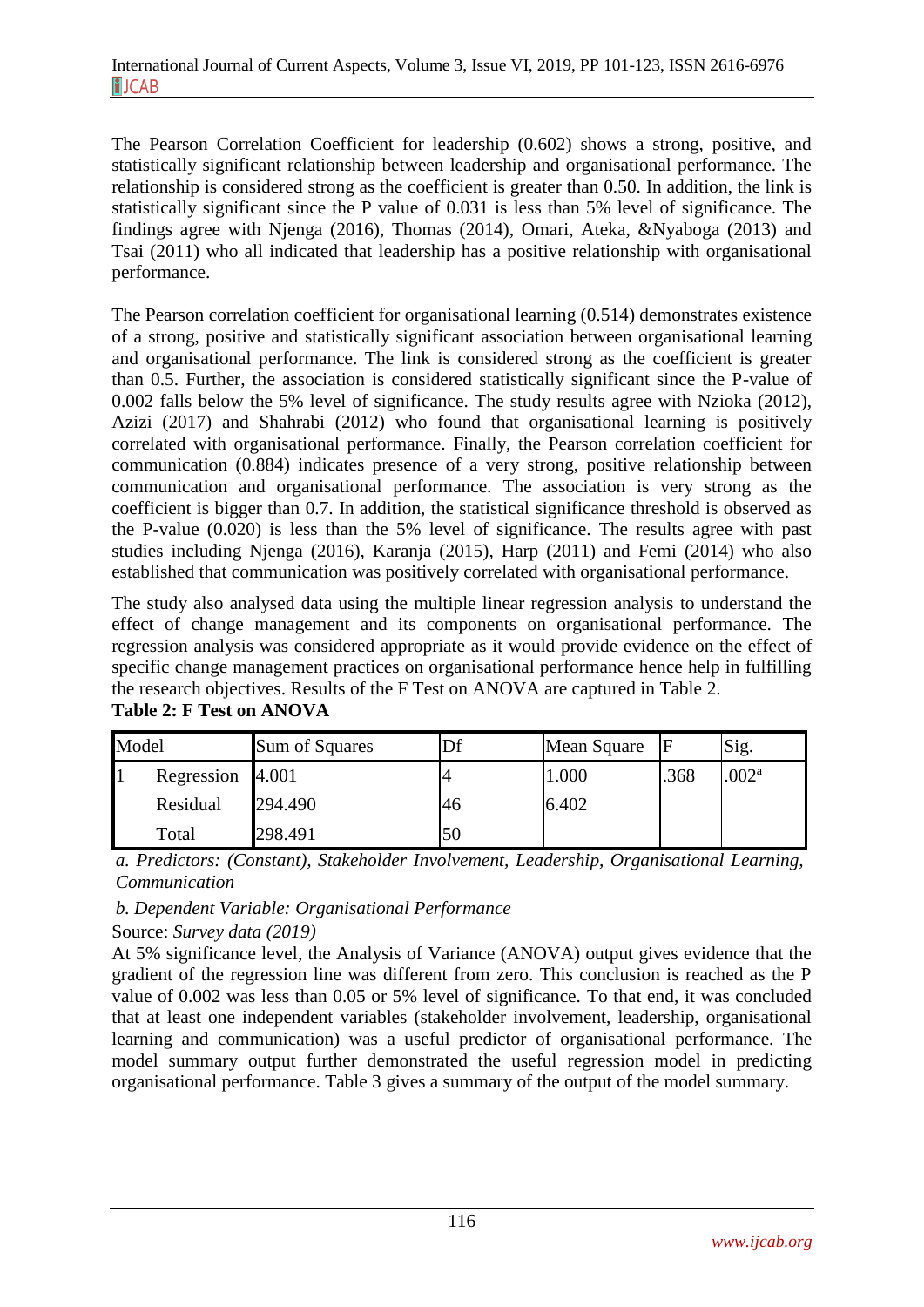The Pearson Correlation Coefficient for leadership (0.602) shows a strong, positive, and statistically significant relationship between leadership and organisational performance. The relationship is considered strong as the coefficient is greater than 0.50. In addition, the link is statistically significant since the P value of 0.031 is less than 5% level of significance. The findings agree with Njenga (2016), Thomas (2014), Omari, Ateka, &Nyaboga (2013) and Tsai (2011) who all indicated that leadership has a positive relationship with organisational performance.

The Pearson correlation coefficient for organisational learning (0.514) demonstrates existence of a strong, positive and statistically significant association between organisational learning and organisational performance. The link is considered strong as the coefficient is greater than 0.5. Further, the association is considered statistically significant since the P-value of 0.002 falls below the 5% level of significance. The study results agree with Nzioka (2012), Azizi (2017) and Shahrabi (2012) who found that organisational learning is positively correlated with organisational performance. Finally, the Pearson correlation coefficient for communication (0.884) indicates presence of a very strong, positive relationship between communication and organisational performance. The association is very strong as the coefficient is bigger than 0.7. In addition, the statistical significance threshold is observed as the P-value (0.020) is less than the 5% level of significance. The results agree with past studies including Njenga (2016), Karanja (2015), Harp (2011) and Femi (2014) who also established that communication was positively correlated with organisational performance.

The study also analysed data using the multiple linear regression analysis to understand the effect of change management and its components on organisational performance. The regression analysis was considered appropriate as it would provide evidence on the effect of specific change management practices on organisational performance hence help in fulfilling the research objectives. Results of the F Test on ANOVA are captured in Table 2.

**Table 2: F Test on ANOVA**

| Model | | Sum of Squares | Df | Mean Square | F | Sig. |
|---|---|---|---|---|---|---|
| 1 | Regression | 4.001 | 4 | 1.000 | .368 | .002[a] |
| | Residual | 294.490 | 46 | 6.402 | | |
| | Total | 298.491 | 50 | | | |

*a. Predictors: (Constant), Stakeholder Involvement, Leadership, Organisational Learning, Communication*

*b. Dependent Variable: Organisational Performance*

Source: *Survey data (2019)*

At 5% significance level, the Analysis of Variance (ANOVA) output gives evidence that the gradient of the regression line was different from zero. This conclusion is reached as the P value of 0.002 was less than 0.05 or 5% level of significance. To that end, it was concluded that at least one independent variables (stakeholder involvement, leadership, organisational learning and communication) was a useful predictor of organisational performance. The model summary output further demonstrated the useful regression model in predicting organisational performance. Table 3 gives a summary of the output of the model summary.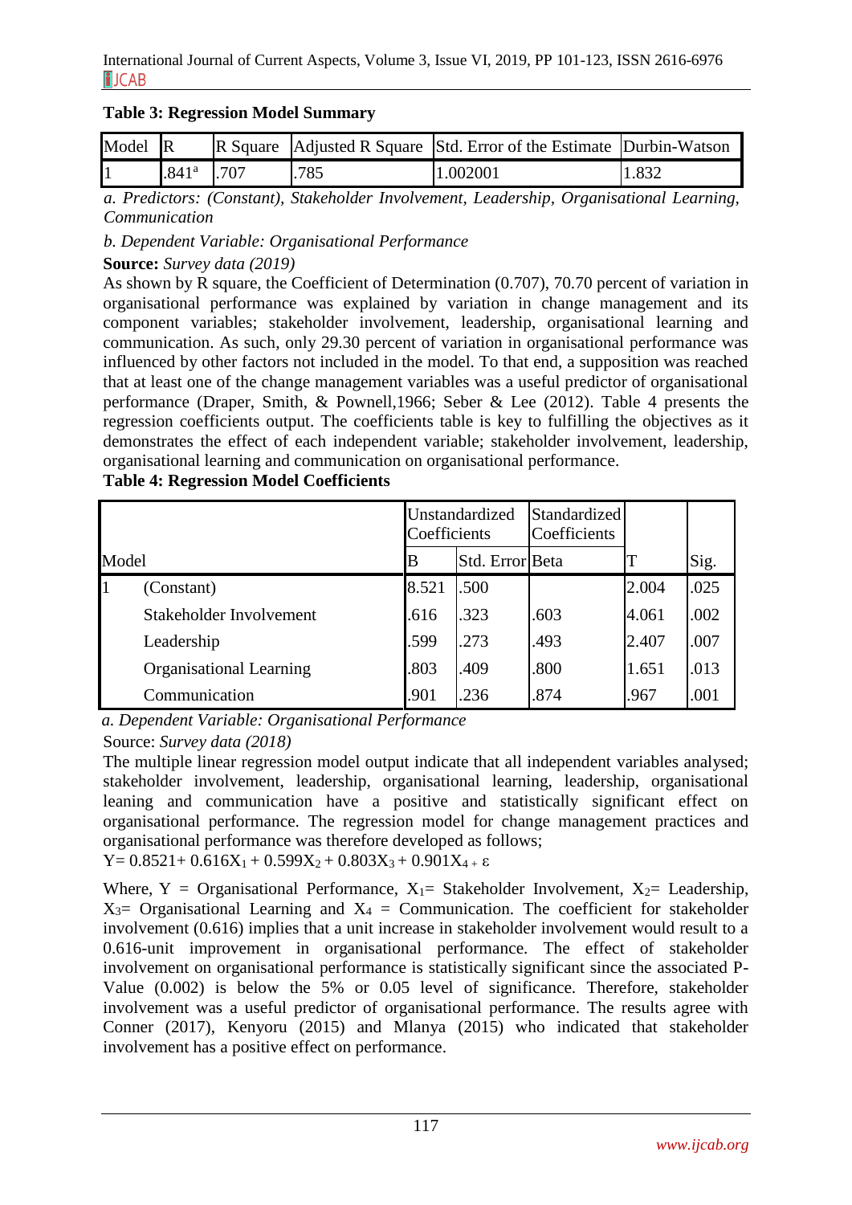**Table 3: Regression Model Summary**

| Model | R | R Square | Adjusted R Square | Std. Error of the Estimate | Durbin-Watson |
|---|---|---|---|---|---|
| 1 | .841[a] | .707 | .785 | 1.002001 | 1.832 |

*a. Predictors: (Constant), Stakeholder Involvement, Leadership, Organisational Learning, Communication*

*b. Dependent Variable: Organisational Performance*

**Source:** *Survey data (2019)*

As shown by R square, the Coefficient of Determination (0.707), 70.70 percent of variation in organisational performance was explained by variation in change management and its component variables; stakeholder involvement, leadership, organisational learning and communication. As such, only 29.30 percent of variation in organisational performance was influenced by other factors not included in the model. To that end, a supposition was reached that at least one of the change management variables was a useful predictor of organisational performance (Draper, Smith, & Pownell,1966; Seber & Lee (2012). Table 4 presents the regression coefficients output. The coefficients table is key to fulfilling the objectives as it demonstrates the effect of each independent variable; stakeholder involvement, leadership, organisational learning and communication on organisational performance.

**Table 4: Regression Model Coefficients**

| Model | | Unstandardized Coefficients | | Standardized Coefficients | | |
|---|---|---|---|---|---|---|
| | | B | Std. Error | Beta | T | Sig. |
| 1 | (Constant) | 8.521 | .500 | | 2.004 | .025 |
| | Stakeholder Involvement | .616 | .323 | .603 | 4.061 | .002 |
| | Leadership | .599 | .273 | .493 | 2.407 | .007 |
| | Organisational Learning | .803 | .409 | .800 | 1.651 | .013 |
| | Communication | .901 | .236 | .874 | .967 | .001 |

*a. Dependent Variable: Organisational Performance*

Source: *Survey data (2018)*

The multiple linear regression model output indicate that all independent variables analysed; stakeholder involvement, leadership, organisational learning, leadership, organisational leaning and communication have a positive and statistically significant effect on organisational performance. The regression model for change management practices and organisational performance was therefore developed as follows;

$$Y = 0.8521 + 0.616X_1 + 0.599X_2 + 0.803X_3 + 0.901X_4 + \varepsilon$$

Where, Y = Organisational Performance, $X_1$= Stakeholder Involvement, $X_2$= Leadership, $X_3$= Organisational Learning and $X_4$ = Communication. The coefficient for stakeholder involvement (0.616) implies that a unit increase in stakeholder involvement would result to a 0.616-unit improvement in organisational performance. The effect of stakeholder involvement on organisational performance is statistically significant since the associated P-Value (0.002) is below the 5% or 0.05 level of significance. Therefore, stakeholder involvement was a useful predictor of organisational performance. The results agree with Conner (2017), Kenyoru (2015) and Mlanya (2015) who indicated that stakeholder involvement has a positive effect on performance.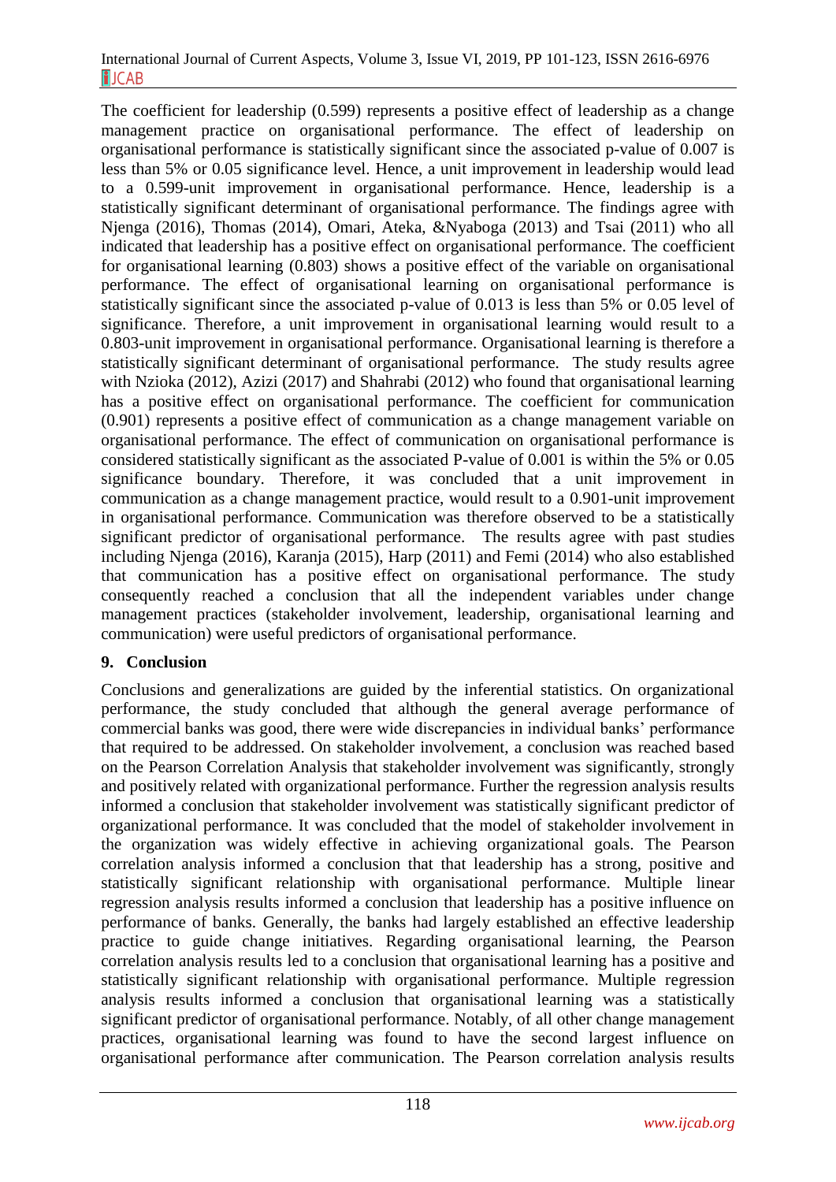The coefficient for leadership (0.599) represents a positive effect of leadership as a change management practice on organisational performance. The effect of leadership on organisational performance is statistically significant since the associated p-value of 0.007 is less than 5% or 0.05 significance level. Hence, a unit improvement in leadership would lead to a 0.599-unit improvement in organisational performance. Hence, leadership is a statistically significant determinant of organisational performance. The findings agree with Njenga (2016), Thomas (2014), Omari, Ateka, &Nyaboga (2013) and Tsai (2011) who all indicated that leadership has a positive effect on organisational performance. The coefficient for organisational learning (0.803) shows a positive effect of the variable on organisational performance. The effect of organisational learning on organisational performance is statistically significant since the associated p-value of 0.013 is less than 5% or 0.05 level of significance. Therefore, a unit improvement in organisational learning would result to a 0.803-unit improvement in organisational performance. Organisational learning is therefore a statistically significant determinant of organisational performance. The study results agree with Nzioka (2012), Azizi (2017) and Shahrabi (2012) who found that organisational learning has a positive effect on organisational performance. The coefficient for communication (0.901) represents a positive effect of communication as a change management variable on organisational performance. The effect of communication on organisational performance is considered statistically significant as the associated P-value of 0.001 is within the 5% or 0.05 significance boundary. Therefore, it was concluded that a unit improvement in communication as a change management practice, would result to a 0.901-unit improvement in organisational performance. Communication was therefore observed to be a statistically significant predictor of organisational performance. The results agree with past studies including Njenga (2016), Karanja (2015), Harp (2011) and Femi (2014) who also established that communication has a positive effect on organisational performance. The study consequently reached a conclusion that all the independent variables under change management practices (stakeholder involvement, leadership, organisational learning and communication) were useful predictors of organisational performance.

## 9. Conclusion

Conclusions and generalizations are guided by the inferential statistics. On organizational performance, the study concluded that although the general average performance of commercial banks was good, there were wide discrepancies in individual banks' performance that required to be addressed. On stakeholder involvement, a conclusion was reached based on the Pearson Correlation Analysis that stakeholder involvement was significantly, strongly and positively related with organizational performance. Further the regression analysis results informed a conclusion that stakeholder involvement was statistically significant predictor of organizational performance. It was concluded that the model of stakeholder involvement in the organization was widely effective in achieving organizational goals. The Pearson correlation analysis informed a conclusion that that leadership has a strong, positive and statistically significant relationship with organisational performance. Multiple linear regression analysis results informed a conclusion that leadership has a positive influence on performance of banks. Generally, the banks had largely established an effective leadership practice to guide change initiatives. Regarding organisational learning, the Pearson correlation analysis results led to a conclusion that organisational learning has a positive and statistically significant relationship with organisational performance. Multiple regression analysis results informed a conclusion that organisational learning was a statistically significant predictor of organisational performance. Notably, of all other change management practices, organisational learning was found to have the second largest influence on organisational performance after communication. The Pearson correlation analysis results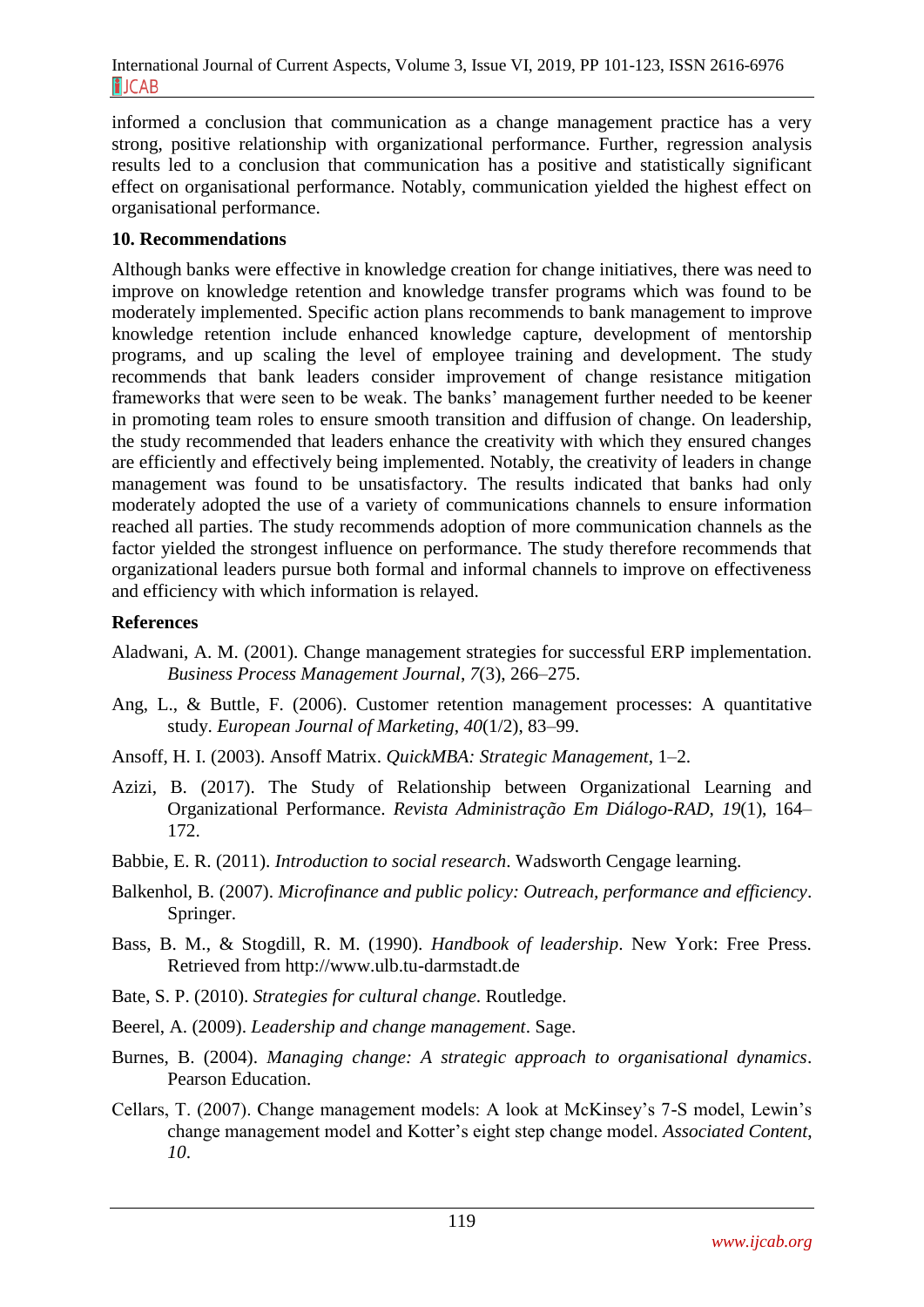informed a conclusion that communication as a change management practice has a very strong, positive relationship with organizational performance. Further, regression analysis results led to a conclusion that communication has a positive and statistically significant effect on organisational performance. Notably, communication yielded the highest effect on organisational performance.

## 10. Recommendations

Although banks were effective in knowledge creation for change initiatives, there was need to improve on knowledge retention and knowledge transfer programs which was found to be moderately implemented. Specific action plans recommends to bank management to improve knowledge retention include enhanced knowledge capture, development of mentorship programs, and up scaling the level of employee training and development. The study recommends that bank leaders consider improvement of change resistance mitigation frameworks that were seen to be weak. The banks' management further needed to be keener in promoting team roles to ensure smooth transition and diffusion of change. On leadership, the study recommended that leaders enhance the creativity with which they ensured changes are efficiently and effectively being implemented. Notably, the creativity of leaders in change management was found to be unsatisfactory. The results indicated that banks had only moderately adopted the use of a variety of communications channels to ensure information reached all parties. The study recommends adoption of more communication channels as the factor yielded the strongest influence on performance. The study therefore recommends that organizational leaders pursue both formal and informal channels to improve on effectiveness and efficiency with which information is relayed.

## References

Aladwani, A. M. (2001). Change management strategies for successful ERP implementation. *Business Process Management Journal*, *7*(3), 266–275.

Ang, L., & Buttle, F. (2006). Customer retention management processes: A quantitative study. *European Journal of Marketing*, *40*(1/2), 83–99.

Ansoff, H. I. (2003). Ansoff Matrix. *QuickMBA: Strategic Management*, 1–2.

Azizi, B. (2017). The Study of Relationship between Organizational Learning and Organizational Performance. *Revista Administração Em Diálogo-RAD*, *19*(1), 164–172.

Babbie, E. R. (2011). *Introduction to social research*. Wadsworth Cengage learning.

Balkenhol, B. (2007). *Microfinance and public policy: Outreach, performance and efficiency*. Springer.

Bass, B. M., & Stogdill, R. M. (1990). *Handbook of leadership*. New York: Free Press. Retrieved from http://www.ulb.tu-darmstadt.de

Bate, S. P. (2010). *Strategies for cultural change*. Routledge.

Beerel, A. (2009). *Leadership and change management*. Sage.

Burnes, B. (2004). *Managing change: A strategic approach to organisational dynamics*. Pearson Education.

Cellars, T. (2007). Change management models: A look at McKinsey's 7-S model, Lewin's change management model and Kotter's eight step change model. *Associated Content*, *10*.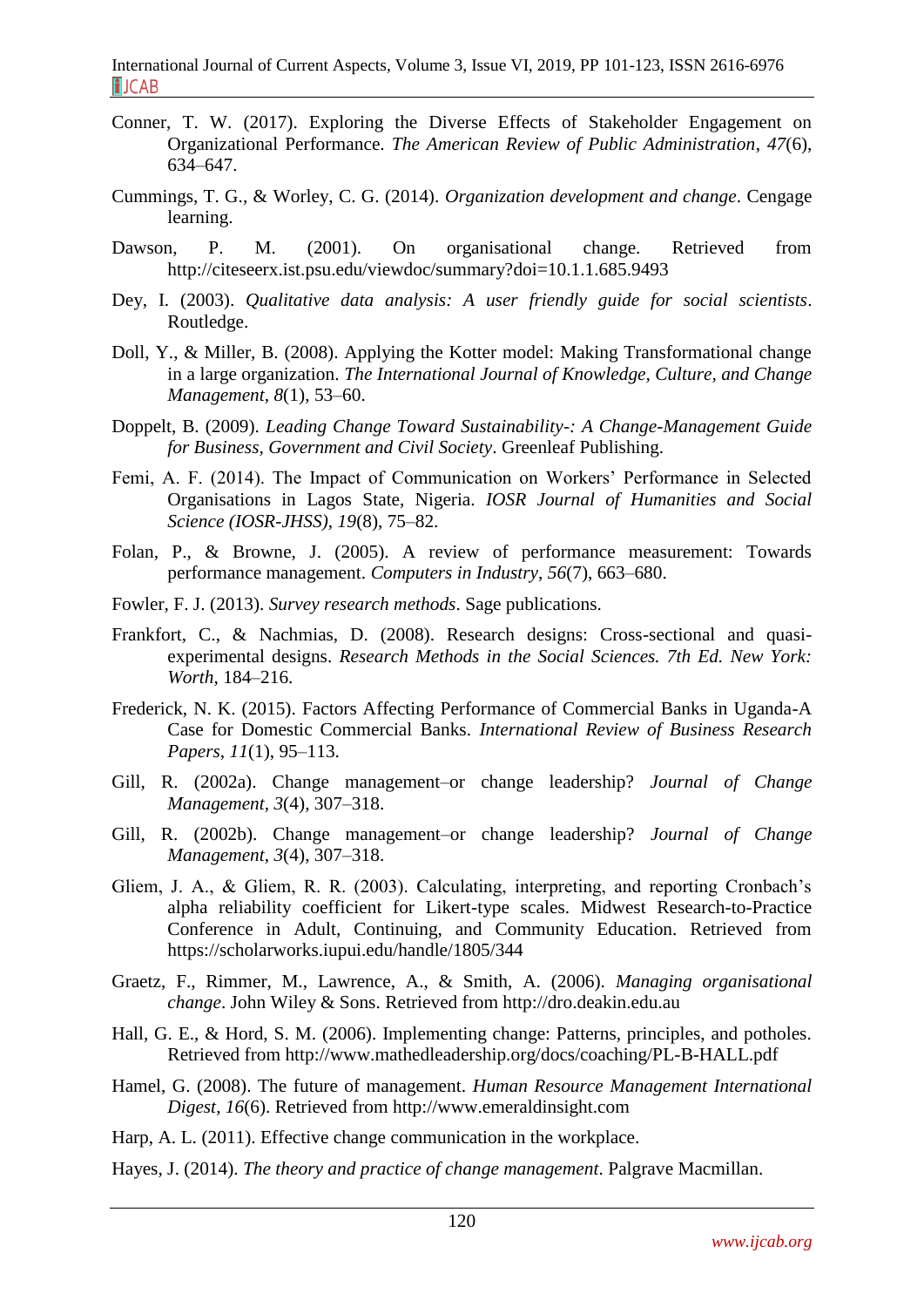Conner, T. W. (2017). Exploring the Diverse Effects of Stakeholder Engagement on Organizational Performance. *The American Review of Public Administration*, *47*(6), 634–647.

Cummings, T. G., & Worley, C. G. (2014). *Organization development and change*. Cengage learning.

Dawson, P. M. (2001). On organisational change. Retrieved from http://citeseerx.ist.psu.edu/viewdoc/summary?doi=10.1.1.685.9493

Dey, I. (2003). *Qualitative data analysis: A user friendly guide for social scientists*. Routledge.

Doll, Y., & Miller, B. (2008). Applying the Kotter model: Making Transformational change in a large organization. *The International Journal of Knowledge, Culture, and Change Management*, *8*(1), 53–60.

Doppelt, B. (2009). *Leading Change Toward Sustainability-: A Change-Management Guide for Business, Government and Civil Society*. Greenleaf Publishing.

Femi, A. F. (2014). The Impact of Communication on Workers' Performance in Selected Organisations in Lagos State, Nigeria. *IOSR Journal of Humanities and Social Science (IOSR-JHSS)*, *19*(8), 75–82.

Folan, P., & Browne, J. (2005). A review of performance measurement: Towards performance management. *Computers in Industry*, *56*(7), 663–680.

Fowler, F. J. (2013). *Survey research methods*. Sage publications.

Frankfort, C., & Nachmias, D. (2008). Research designs: Cross-sectional and quasi-experimental designs. *Research Methods in the Social Sciences. 7th Ed. New York: Worth*, 184–216.

Frederick, N. K. (2015). Factors Affecting Performance of Commercial Banks in Uganda-A Case for Domestic Commercial Banks. *International Review of Business Research Papers*, *11*(1), 95–113.

Gill, R. (2002a). Change management–or change leadership? *Journal of Change Management*, *3*(4), 307–318.

Gill, R. (2002b). Change management–or change leadership? *Journal of Change Management*, *3*(4), 307–318.

Gliem, J. A., & Gliem, R. R. (2003). Calculating, interpreting, and reporting Cronbach's alpha reliability coefficient for Likert-type scales. Midwest Research-to-Practice Conference in Adult, Continuing, and Community Education. Retrieved from https://scholarworks.iupui.edu/handle/1805/344

Graetz, F., Rimmer, M., Lawrence, A., & Smith, A. (2006). *Managing organisational change*. John Wiley & Sons. Retrieved from http://dro.deakin.edu.au

Hall, G. E., & Hord, S. M. (2006). Implementing change: Patterns, principles, and potholes. Retrieved from http://www.mathedleadership.org/docs/coaching/PL-B-HALL.pdf

Hamel, G. (2008). The future of management. *Human Resource Management International Digest*, *16*(6). Retrieved from http://www.emeraldinsight.com

Harp, A. L. (2011). Effective change communication in the workplace.

Hayes, J. (2014). *The theory and practice of change management*. Palgrave Macmillan.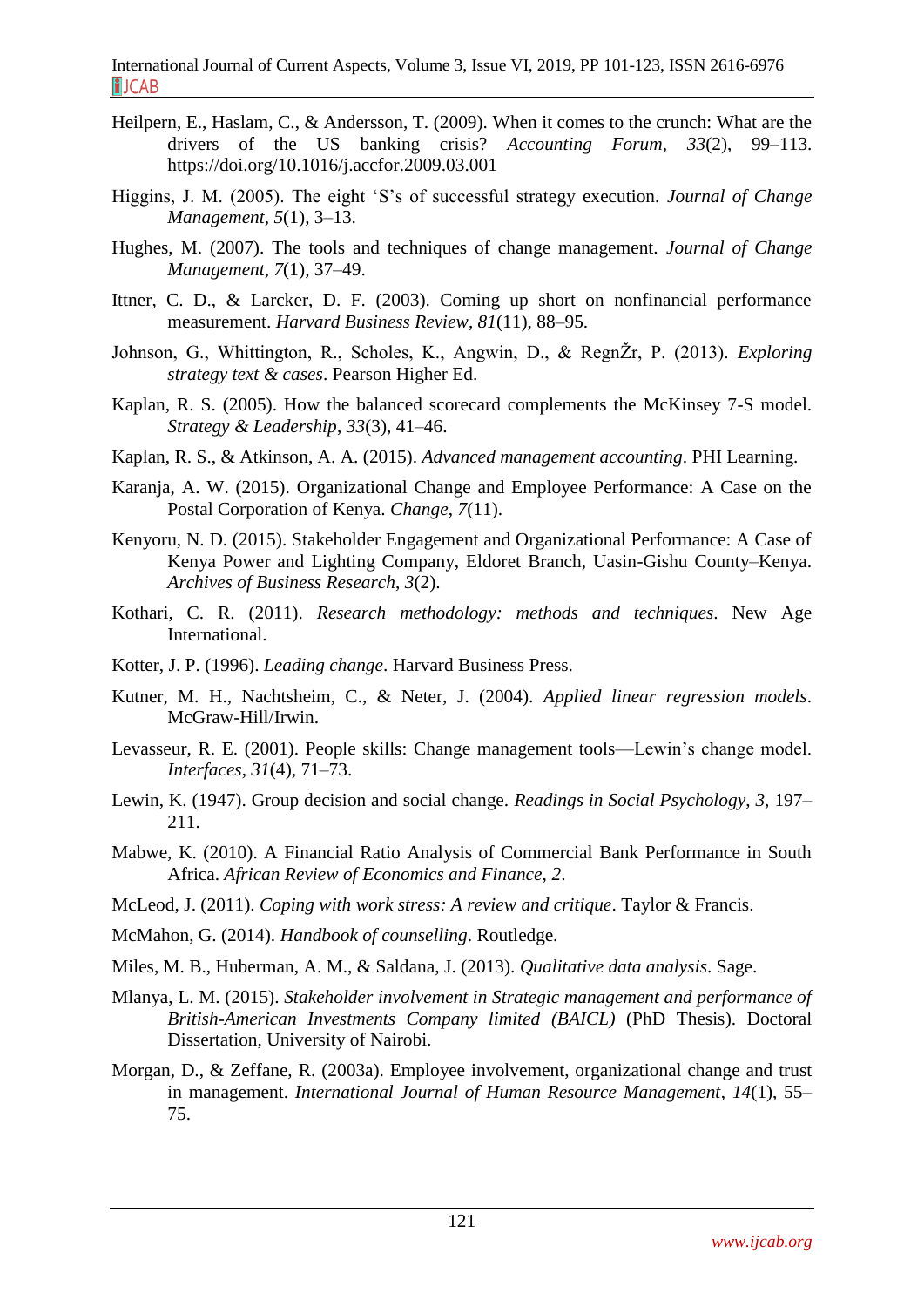Heilpern, E., Haslam, C., & Andersson, T. (2009). When it comes to the crunch: What are the drivers of the US banking crisis? *Accounting Forum*, *33*(2), 99–113. https://doi.org/10.1016/j.accfor.2009.03.001

Higgins, J. M. (2005). The eight 'S's of successful strategy execution. *Journal of Change Management*, *5*(1), 3–13.

Hughes, M. (2007). The tools and techniques of change management. *Journal of Change Management*, *7*(1), 37–49.

Ittner, C. D., & Larcker, D. F. (2003). Coming up short on nonfinancial performance measurement. *Harvard Business Review*, *81*(11), 88–95.

Johnson, G., Whittington, R., Scholes, K., Angwin, D., & RegnŽr, P. (2013). *Exploring strategy text & cases*. Pearson Higher Ed.

Kaplan, R. S. (2005). How the balanced scorecard complements the McKinsey 7-S model. *Strategy & Leadership*, *33*(3), 41–46.

Kaplan, R. S., & Atkinson, A. A. (2015). *Advanced management accounting*. PHI Learning.

Karanja, A. W. (2015). Organizational Change and Employee Performance: A Case on the Postal Corporation of Kenya. *Change*, *7*(11).

Kenyoru, N. D. (2015). Stakeholder Engagement and Organizational Performance: A Case of Kenya Power and Lighting Company, Eldoret Branch, Uasin-Gishu County–Kenya. *Archives of Business Research*, *3*(2).

Kothari, C. R. (2011). *Research methodology: methods and techniques*. New Age International.

Kotter, J. P. (1996). *Leading change*. Harvard Business Press.

Kutner, M. H., Nachtsheim, C., & Neter, J. (2004). *Applied linear regression models*. McGraw-Hill/Irwin.

Levasseur, R. E. (2001). People skills: Change management tools—Lewin's change model. *Interfaces*, *31*(4), 71–73.

Lewin, K. (1947). Group decision and social change. *Readings in Social Psychology*, *3*, 197–211.

Mabwe, K. (2010). A Financial Ratio Analysis of Commercial Bank Performance in South Africa. *African Review of Economics and Finance*, *2*.

McLeod, J. (2011). *Coping with work stress: A review and critique*. Taylor & Francis.

McMahon, G. (2014). *Handbook of counselling*. Routledge.

Miles, M. B., Huberman, A. M., & Saldana, J. (2013). *Qualitative data analysis*. Sage.

Mlanya, L. M. (2015). *Stakeholder involvement in Strategic management and performance of British-American Investments Company limited (BAICL)* (PhD Thesis). Doctoral Dissertation, University of Nairobi.

Morgan, D., & Zeffane, R. (2003a). Employee involvement, organizational change and trust in management. *International Journal of Human Resource Management*, *14*(1), 55–75.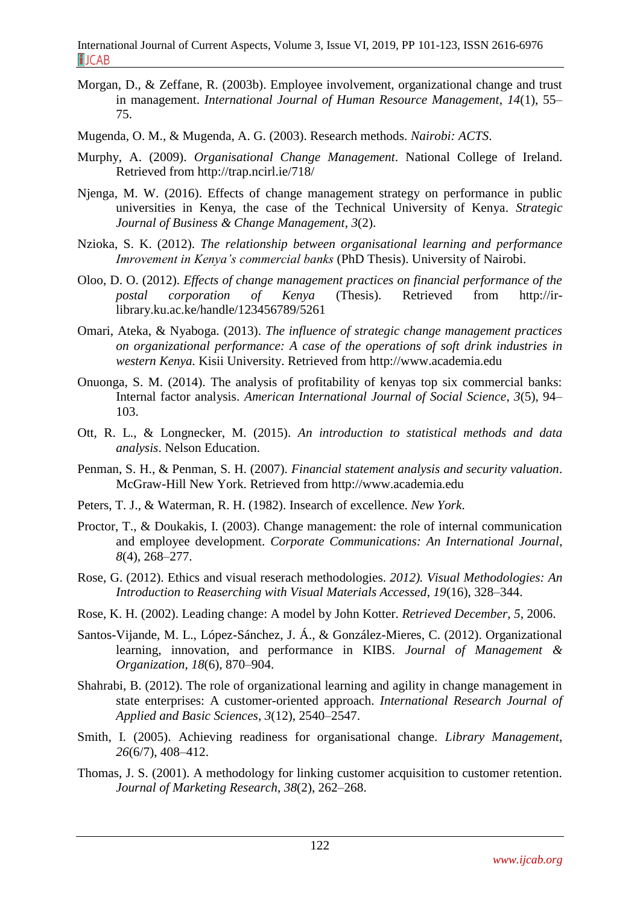Morgan, D., & Zeffane, R. (2003b). Employee involvement, organizational change and trust in management. *International Journal of Human Resource Management*, *14*(1), 55–75.

Mugenda, O. M., & Mugenda, A. G. (2003). Research methods. *Nairobi: ACTS*.

Murphy, A. (2009). *Organisational Change Management*. National College of Ireland. Retrieved from http://trap.ncirl.ie/718/

Njenga, M. W. (2016). Effects of change management strategy on performance in public universities in Kenya, the case of the Technical University of Kenya. *Strategic Journal of Business & Change Management*, *3*(2).

Nzioka, S. K. (2012). *The relationship between organisational learning and performance Imrovement in Kenya's commercial banks* (PhD Thesis). University of Nairobi.

Oloo, D. O. (2012). *Effects of change management practices on financial performance of the postal corporation of Kenya* (Thesis). Retrieved from http://ir-library.ku.ac.ke/handle/123456789/5261

Omari, Ateka, & Nyaboga. (2013). *The influence of strategic change management practices on organizational performance: A case of the operations of soft drink industries in western Kenya*. Kisii University. Retrieved from http://www.academia.edu

Onuonga, S. M. (2014). The analysis of profitability of kenyas top six commercial banks: Internal factor analysis. *American International Journal of Social Science*, *3*(5), 94–103.

Ott, R. L., & Longnecker, M. (2015). *An introduction to statistical methods and data analysis*. Nelson Education.

Penman, S. H., & Penman, S. H. (2007). *Financial statement analysis and security valuation*. McGraw-Hill New York. Retrieved from http://www.academia.edu

Peters, T. J., & Waterman, R. H. (1982). Insearch of excellence. *New York*.

Proctor, T., & Doukakis, I. (2003). Change management: the role of internal communication and employee development. *Corporate Communications: An International Journal*, *8*(4), 268–277.

Rose, G. (2012). Ethics and visual reserach methodologies. *2012). Visual Methodologies: An Introduction to Reaserching with Visual Materials Accessed*, *19*(16), 328–344.

Rose, K. H. (2002). Leading change: A model by John Kotter. *Retrieved December*, *5*, 2006.

Santos-Vijande, M. L., López-Sánchez, J. Á., & González-Mieres, C. (2012). Organizational learning, innovation, and performance in KIBS. *Journal of Management & Organization*, *18*(6), 870–904.

Shahrabi, B. (2012). The role of organizational learning and agility in change management in state enterprises: A customer-oriented approach. *International Research Journal of Applied and Basic Sciences*, *3*(12), 2540–2547.

Smith, I. (2005). Achieving readiness for organisational change. *Library Management*, *26*(6/7), 408–412.

Thomas, J. S. (2001). A methodology for linking customer acquisition to customer retention. *Journal of Marketing Research*, *38*(2), 262–268.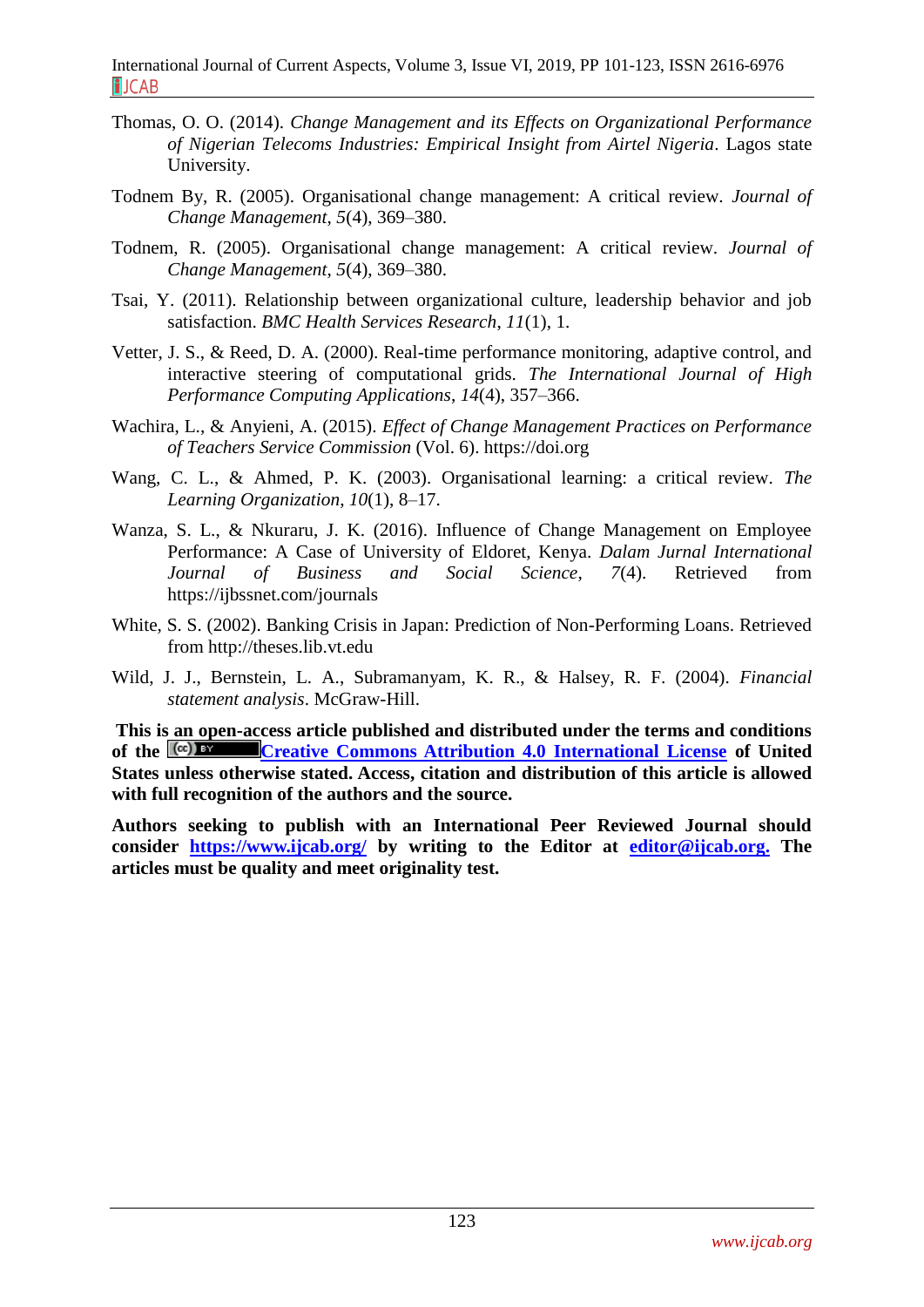Thomas, O. O. (2014). *Change Management and its Effects on Organizational Performance of Nigerian Telecoms Industries: Empirical Insight from Airtel Nigeria*. Lagos state University.

Todnem By, R. (2005). Organisational change management: A critical review. *Journal of Change Management*, *5*(4), 369–380.

Todnem, R. (2005). Organisational change management: A critical review. *Journal of Change Management*, *5*(4), 369–380.

Tsai, Y. (2011). Relationship between organizational culture, leadership behavior and job satisfaction. *BMC Health Services Research*, *11*(1), 1.

Vetter, J. S., & Reed, D. A. (2000). Real-time performance monitoring, adaptive control, and interactive steering of computational grids. *The International Journal of High Performance Computing Applications*, *14*(4), 357–366.

Wachira, L., & Anyieni, A. (2015). *Effect of Change Management Practices on Performance of Teachers Service Commission* (Vol. 6). https://doi.org

Wang, C. L., & Ahmed, P. K. (2003). Organisational learning: a critical review. *The Learning Organization*, *10*(1), 8–17.

Wanza, S. L., & Nkuraru, J. K. (2016). Influence of Change Management on Employee Performance: A Case of University of Eldoret, Kenya. *Dalam Jurnal International Journal of Business and Social Science*, *7*(4). Retrieved from https://ijbssnet.com/journals

White, S. S. (2002). Banking Crisis in Japan: Prediction of Non-Performing Loans. Retrieved from http://theses.lib.vt.edu

Wild, J. J., Bernstein, L. A., Subramanyam, K. R., & Halsey, R. F. (2004). *Financial statement analysis*. McGraw-Hill.

**This is an open-access article published and distributed under the terms and conditions of the [Creative Commons Attribution 4.0 International License](https://creativecommons.org/licenses/by/4.0/) of United States unless otherwise stated. Access, citation and distribution of this article is allowed with full recognition of the authors and the source.**

**Authors seeking to publish with an International Peer Reviewed Journal should consider [https://www.ijcab.org/](https://www.ijcab.org/) by writing to the Editor at [editor@ijcab.org.](mailto:editor@ijcab.org) The articles must be quality and meet originality test.**